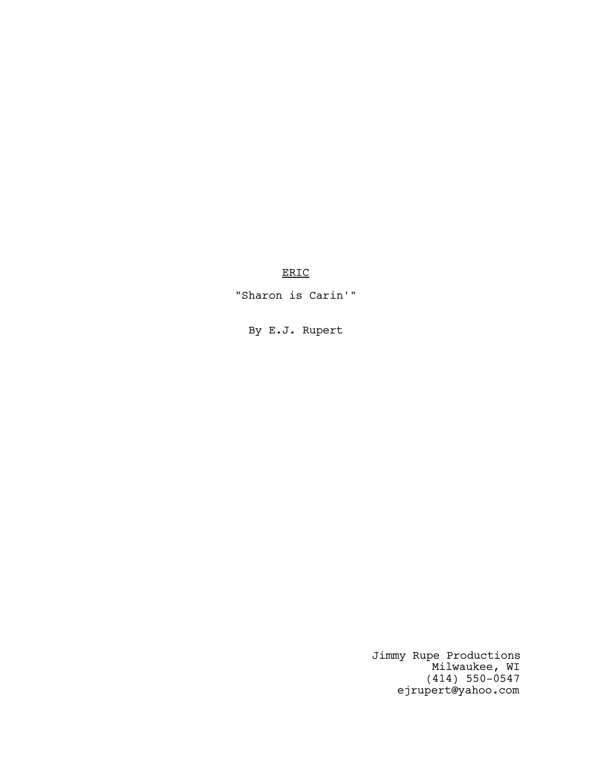# <u>ERIC</u>

"Sharon is Carin'"

By E.J. Rupert

Jimmy Rupe Productions
Milwaukee, WI
(414) 550-0547
ejrupert@yahoo.com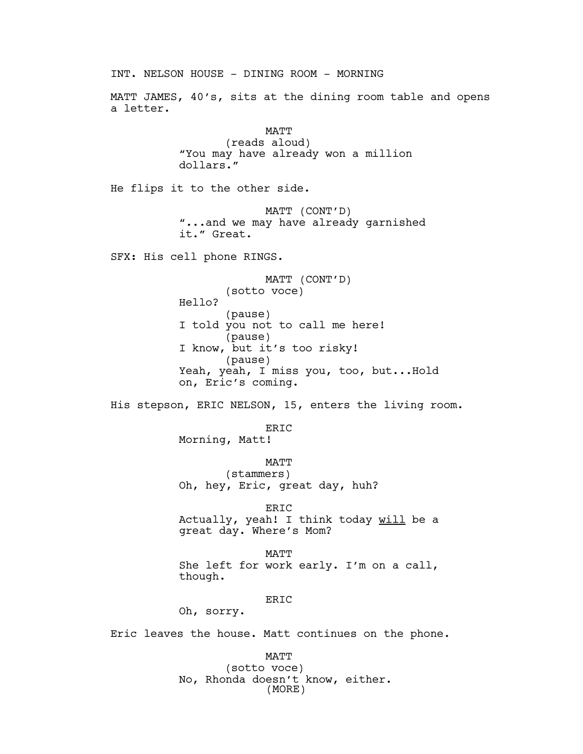INT. NELSON HOUSE - DINING ROOM - MORNING

MATT JAMES, 40's, sits at the dining room table and opens a letter.

MATT
(reads aloud)
"You may have already won a million dollars."

He flips it to the other side.

MATT (CONT'D)
"...and we may have already garnished it." Great.

SFX: His cell phone RINGS.

MATT (CONT'D)
(sotto voce)
Hello?
(pause)
I told you not to call me here!
(pause)
I know, but it's too risky!
(pause)
Yeah, yeah, I miss you, too, but...Hold on, Eric's coming.

His stepson, ERIC NELSON, 15, enters the living room.

ERIC
Morning, Matt!

MATT
(stammers)
Oh, hey, Eric, great day, huh?

ERIC
Actually, yeah! I think today <u>will</u> be a great day. Where's Mom?

MATT
She left for work early. I'm on a call, though.

ERIC
Oh, sorry.

Eric leaves the house. Matt continues on the phone.

MATT
(sotto voce)
No, Rhonda doesn't know, either.
(MORE)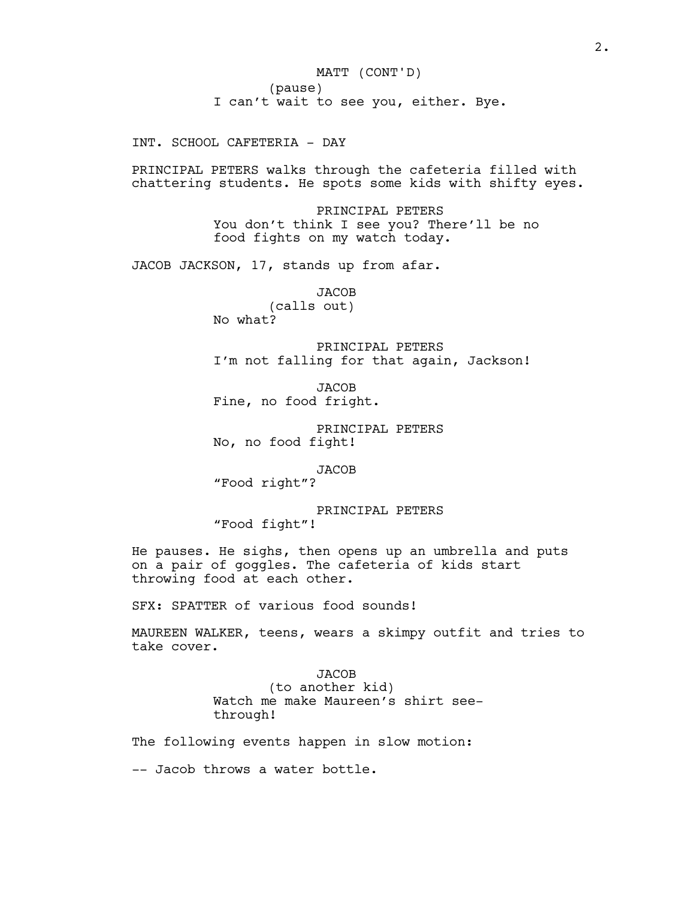MATT (CONT'D)
(pause)
I can't wait to see you, either. Bye.

INT. SCHOOL CAFETERIA - DAY

PRINCIPAL PETERS walks through the cafeteria filled with chattering students. He spots some kids with shifty eyes.

PRINCIPAL PETERS
You don't think I see you? There'll be no food fights on my watch today.

JACOB JACKSON, 17, stands up from afar.

JACOB
(calls out)
No what?

PRINCIPAL PETERS
I'm not falling for that again, Jackson!

JACOB
Fine, no food fright.

PRINCIPAL PETERS
No, no food fight!

JACOB
"Food right"?

PRINCIPAL PETERS
"Food fight"!

He pauses. He sighs, then opens up an umbrella and puts on a pair of goggles. The cafeteria of kids start throwing food at each other.

SFX: SPATTER of various food sounds!

MAUREEN WALKER, teens, wears a skimpy outfit and tries to take cover.

JACOB
(to another kid)
Watch me make Maureen's shirt see-through!

The following events happen in slow motion:

-- Jacob throws a water bottle.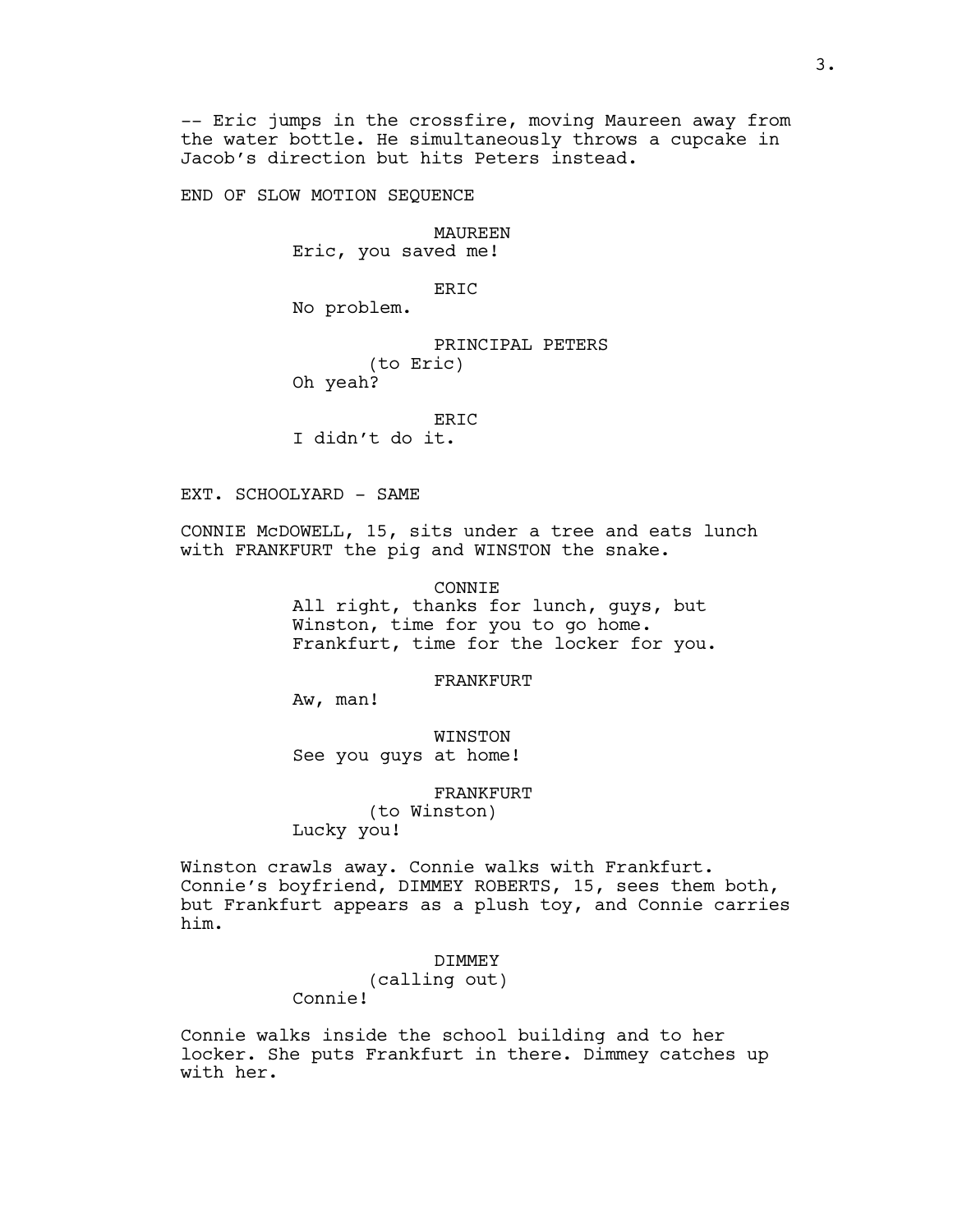-- Eric jumps in the crossfire, moving Maureen away from the water bottle. He simultaneously throws a cupcake in Jacob's direction but hits Peters instead.

END OF SLOW MOTION SEQUENCE

MAUREEN
Eric, you saved me!

ERIC
No problem.

PRINCIPAL PETERS
(to Eric)
Oh yeah?

ERIC
I didn't do it.

EXT. SCHOOLYARD - SAME

CONNIE McDOWELL, 15, sits under a tree and eats lunch with FRANKFURT the pig and WINSTON the snake.

CONNIE
All right, thanks for lunch, guys, but Winston, time for you to go home. Frankfurt, time for the locker for you.

FRANKFURT
Aw, man!

WINSTON
See you guys at home!

FRANKFURT
(to Winston)
Lucky you!

Winston crawls away. Connie walks with Frankfurt. Connie's boyfriend, DIMMEY ROBERTS, 15, sees them both, but Frankfurt appears as a plush toy, and Connie carries him.

DIMMEY
(calling out)
Connie!

Connie walks inside the school building and to her locker. She puts Frankfurt in there. Dimmey catches up with her.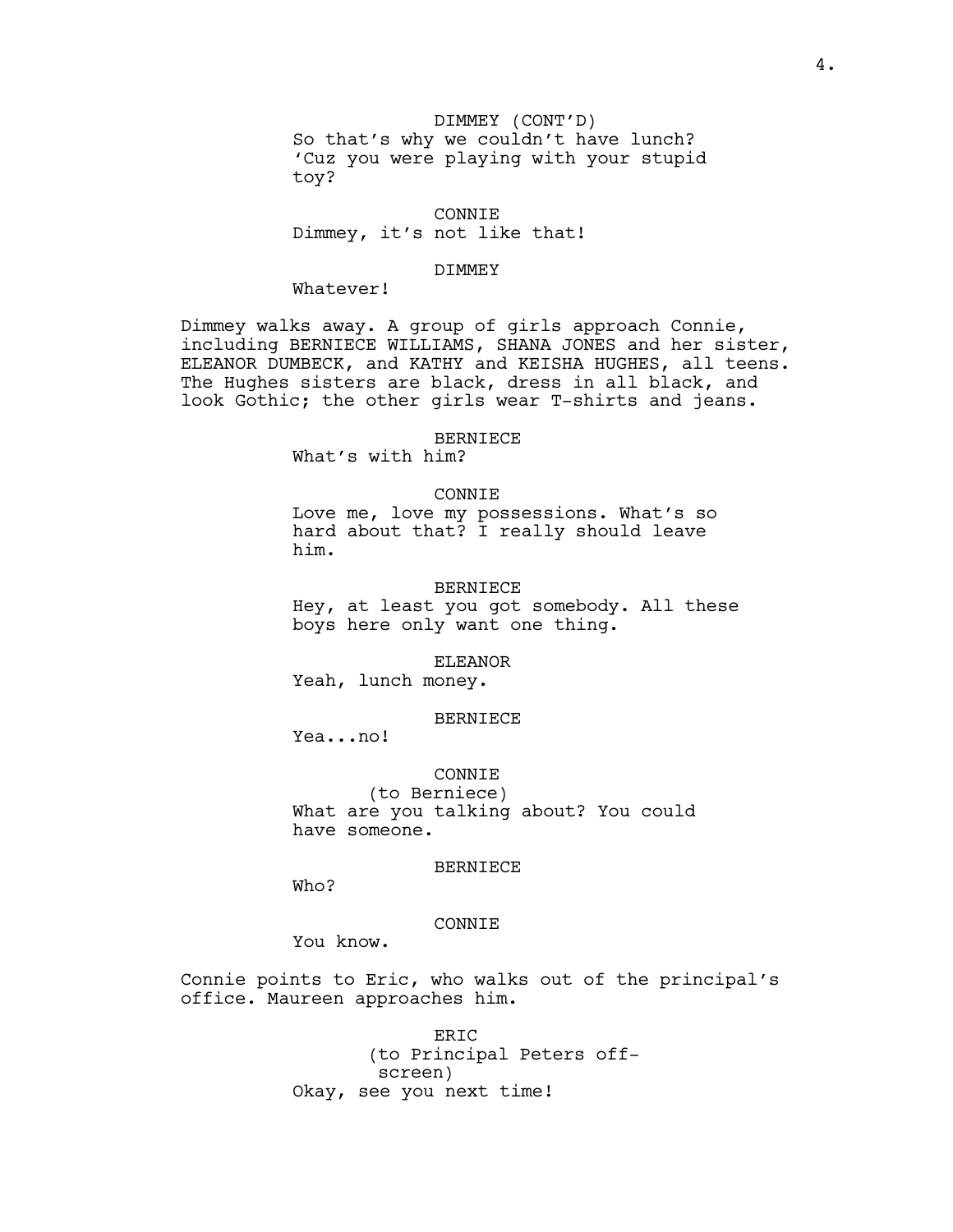DIMMEY (CONT'D)
So that's why we couldn't have lunch? 'Cuz you were playing with your stupid toy?

CONNIE
Dimmey, it's not like that!

DIMMEY
Whatever!

Dimmey walks away. A group of girls approach Connie, including BERNIECE WILLIAMS, SHANA JONES and her sister, ELEANOR DUMBECK, and KATHY and KEISHA HUGHES, all teens. The Hughes sisters are black, dress in all black, and look Gothic; the other girls wear T-shirts and jeans.

BERNIECE
What's with him?

CONNIE
Love me, love my possessions. What's so hard about that? I really should leave him.

BERNIECE
Hey, at least you got somebody. All these boys here only want one thing.

ELEANOR
Yeah, lunch money.

BERNIECE
Yea...no!

CONNIE
(to Berniece)
What are you talking about? You could have someone.

BERNIECE
Who?

CONNIE
You know.

Connie points to Eric, who walks out of the principal's office. Maureen approaches him.

ERIC
(to Principal Peters off-screen)
Okay, see you next time!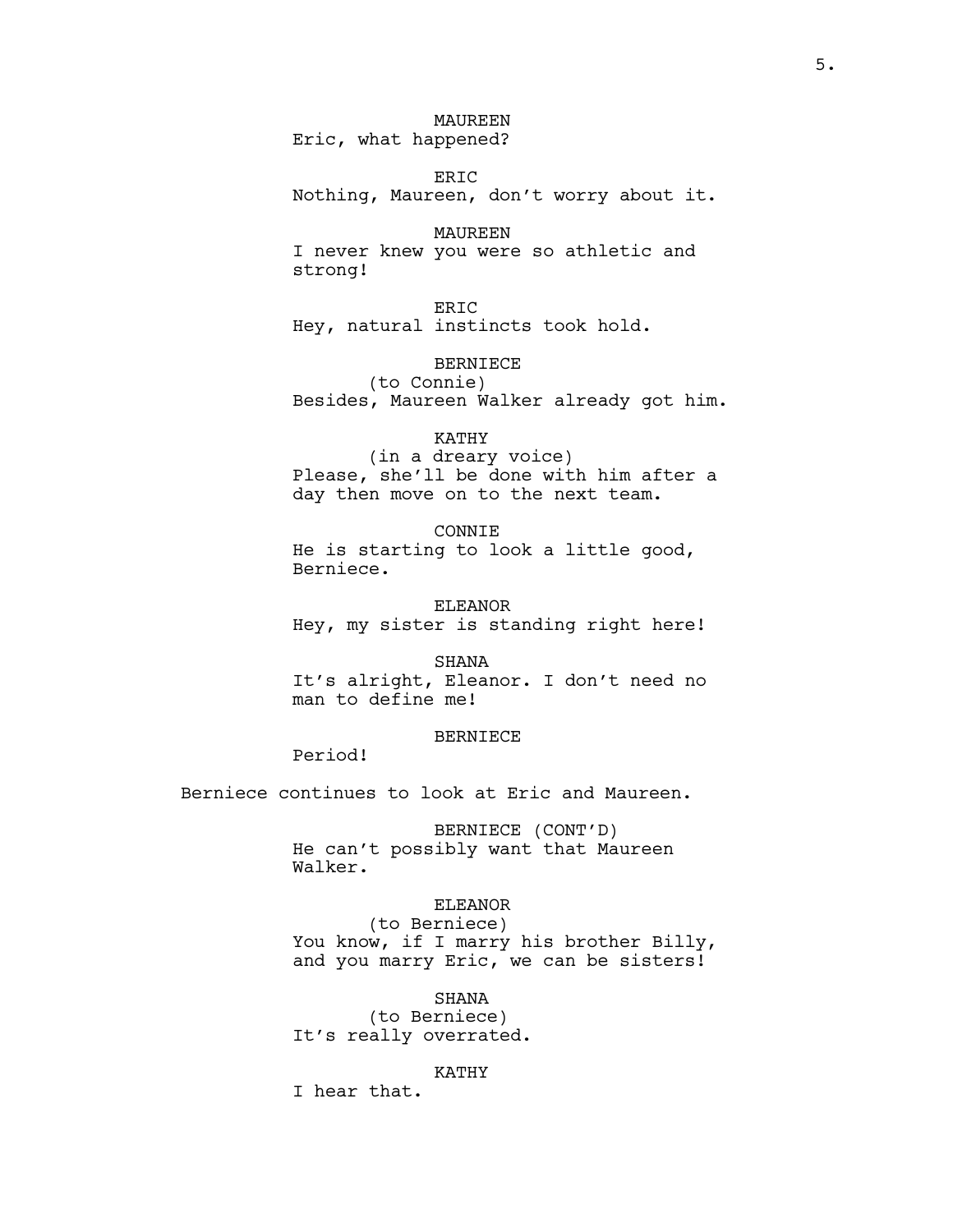MAUREEN
Eric, what happened?

ERIC
Nothing, Maureen, don't worry about it.

MAUREEN
I never knew you were so athletic and strong!

ERIC
Hey, natural instincts took hold.

BERNIECE
(to Connie)
Besides, Maureen Walker already got him.

KATHY
(in a dreary voice)
Please, she'll be done with him after a day then move on to the next team.

CONNIE
He is starting to look a little good, Berniece.

ELEANOR
Hey, my sister is standing right here!

SHANA
It's alright, Eleanor. I don't need no man to define me!

BERNIECE
Period!

Berniece continues to look at Eric and Maureen.

BERNIECE (CONT'D)
He can't possibly want that Maureen Walker.

ELEANOR
(to Berniece)
You know, if I marry his brother Billy, and you marry Eric, we can be sisters!

SHANA
(to Berniece)
It's really overrated.

KATHY
I hear that.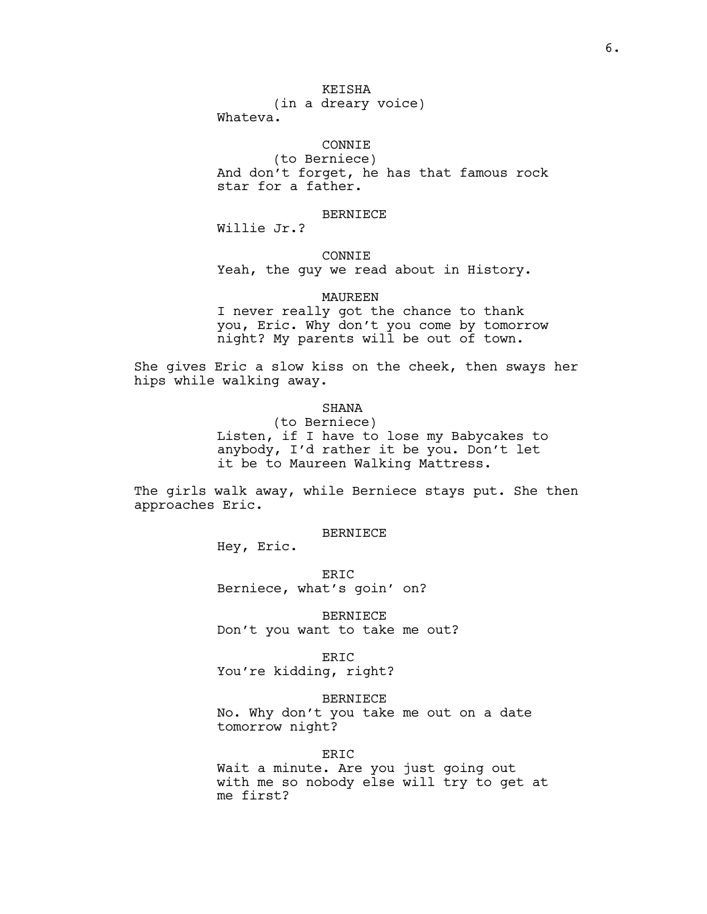KEISHA
(in a dreary voice)
Whateva.

CONNIE
(to Berniece)
And don't forget, he has that famous rock star for a father.

BERNIECE
Willie Jr.?

CONNIE
Yeah, the guy we read about in History.

MAUREEN
I never really got the chance to thank you, Eric. Why don't you come by tomorrow night? My parents will be out of town.

She gives Eric a slow kiss on the cheek, then sways her hips while walking away.

SHANA
(to Berniece)
Listen, if I have to lose my Babycakes to anybody, I'd rather it be you. Don't let it be to Maureen Walking Mattress.

The girls walk away, while Berniece stays put. She then approaches Eric.

BERNIECE
Hey, Eric.

ERIC
Berniece, what's goin' on?

BERNIECE
Don't you want to take me out?

ERIC
You're kidding, right?

BERNIECE
No. Why don't you take me out on a date tomorrow night?

ERIC
Wait a minute. Are you just going out with me so nobody else will try to get at me first?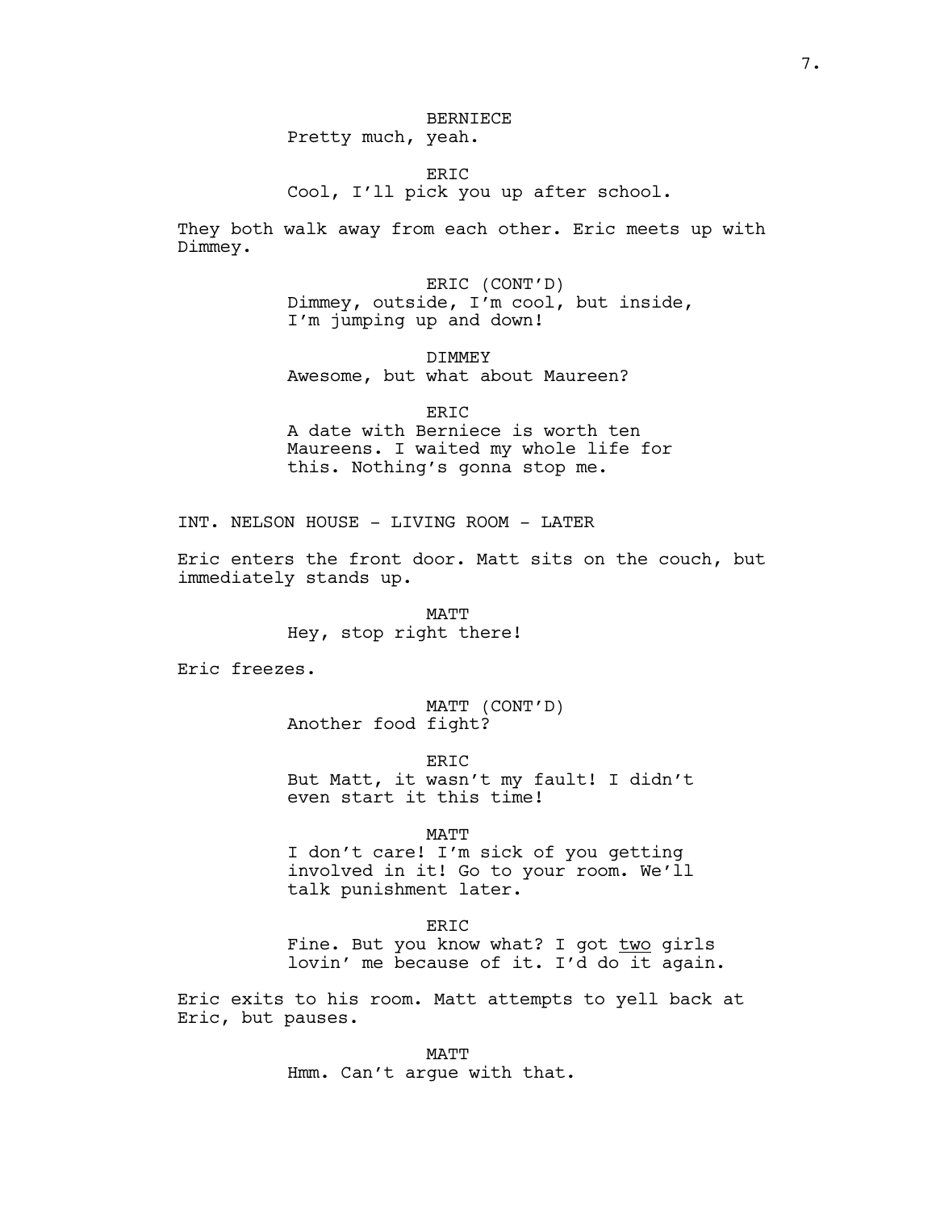BERNIECE
Pretty much, yeah.

ERIC
Cool, I'll pick you up after school.

They both walk away from each other. Eric meets up with Dimmey.

ERIC (CONT'D)
Dimmey, outside, I'm cool, but inside, I'm jumping up and down!

DIMMEY
Awesome, but what about Maureen?

ERIC
A date with Berniece is worth ten Maureens. I waited my whole life for this. Nothing's gonna stop me.

INT. NELSON HOUSE - LIVING ROOM - LATER

Eric enters the front door. Matt sits on the couch, but immediately stands up.

MATT
Hey, stop right there!

Eric freezes.

MATT (CONT'D)
Another food fight?

ERIC
But Matt, it wasn't my fault! I didn't even start it this time!

MATT
I don't care! I'm sick of you getting involved in it! Go to your room. We'll talk punishment later.

ERIC
Fine. But you know what? I got <u>two</u> girls lovin' me because of it. I'd do it again.

Eric exits to his room. Matt attempts to yell back at Eric, but pauses.

MATT
Hmm. Can't argue with that.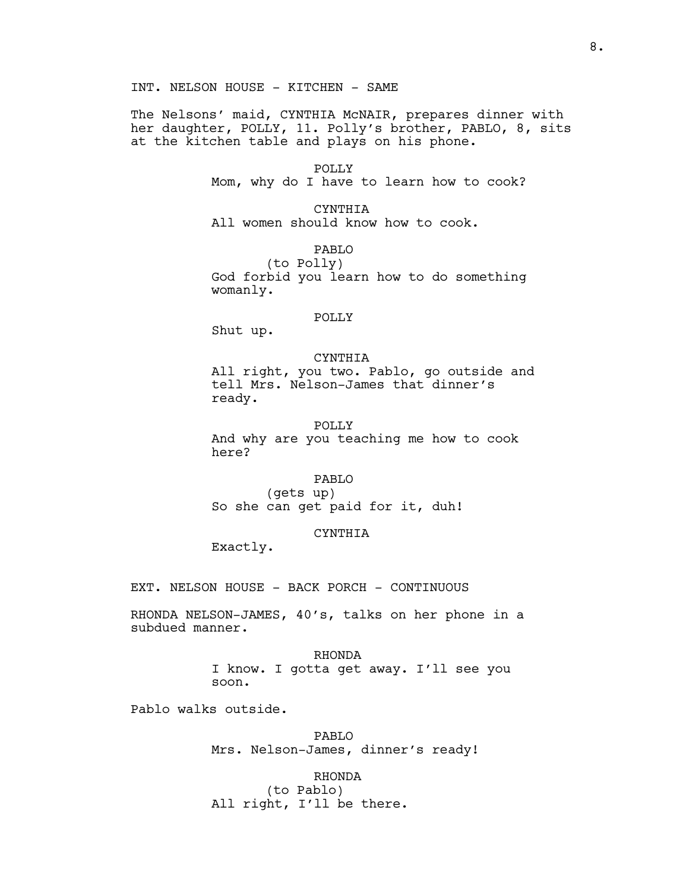INT. NELSON HOUSE - KITCHEN - SAME

The Nelsons' maid, CYNTHIA McNAIR, prepares dinner with her daughter, POLLY, 11. Polly's brother, PABLO, 8, sits at the kitchen table and plays on his phone.

POLLY
Mom, why do I have to learn how to cook?

CYNTHIA
All women should know how to cook.

PABLO
(to Polly)
God forbid you learn how to do something womanly.

POLLY
Shut up.

CYNTHIA
All right, you two. Pablo, go outside and tell Mrs. Nelson-James that dinner's ready.

POLLY
And why are you teaching me how to cook here?

PABLO
(gets up)
So she can get paid for it, duh!

CYNTHIA
Exactly.

EXT. NELSON HOUSE - BACK PORCH - CONTINUOUS

RHONDA NELSON-JAMES, 40's, talks on her phone in a subdued manner.

RHONDA
I know. I gotta get away. I'll see you soon.

Pablo walks outside.

PABLO
Mrs. Nelson-James, dinner's ready!

RHONDA
(to Pablo)
All right, I'll be there.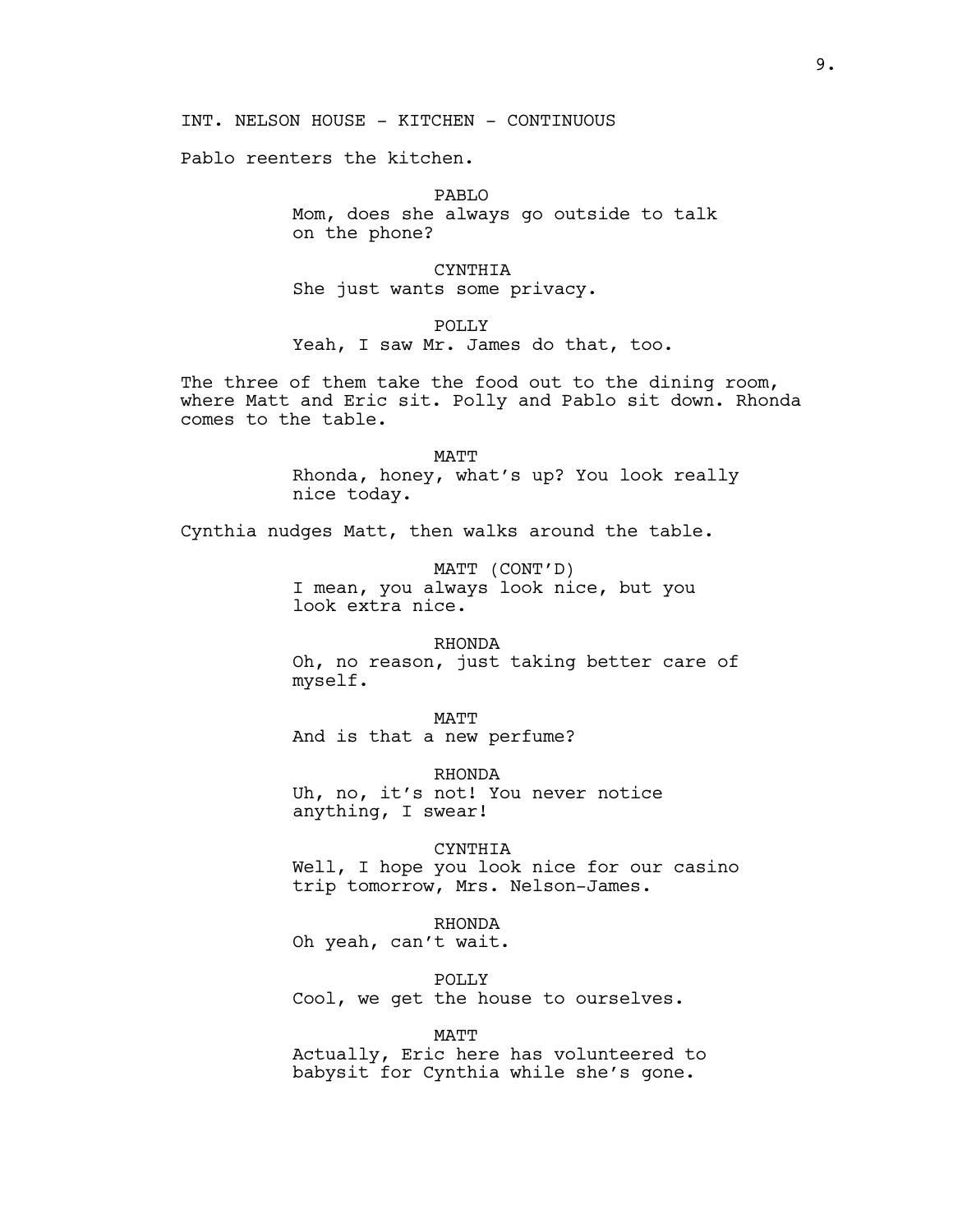INT. NELSON HOUSE - KITCHEN - CONTINUOUS

Pablo reenters the kitchen.

PABLO
Mom, does she always go outside to talk on the phone?

CYNTHIA
She just wants some privacy.

POLLY
Yeah, I saw Mr. James do that, too.

The three of them take the food out to the dining room, where Matt and Eric sit. Polly and Pablo sit down. Rhonda comes to the table.

MATT
Rhonda, honey, what's up? You look really nice today.

Cynthia nudges Matt, then walks around the table.

MATT (CONT'D)
I mean, you always look nice, but you look extra nice.

RHONDA
Oh, no reason, just taking better care of myself.

MATT
And is that a new perfume?

RHONDA
Uh, no, it's not! You never notice anything, I swear!

CYNTHIA
Well, I hope you look nice for our casino trip tomorrow, Mrs. Nelson-James.

RHONDA
Oh yeah, can't wait.

POLLY
Cool, we get the house to ourselves.

MATT
Actually, Eric here has volunteered to babysit for Cynthia while she's gone.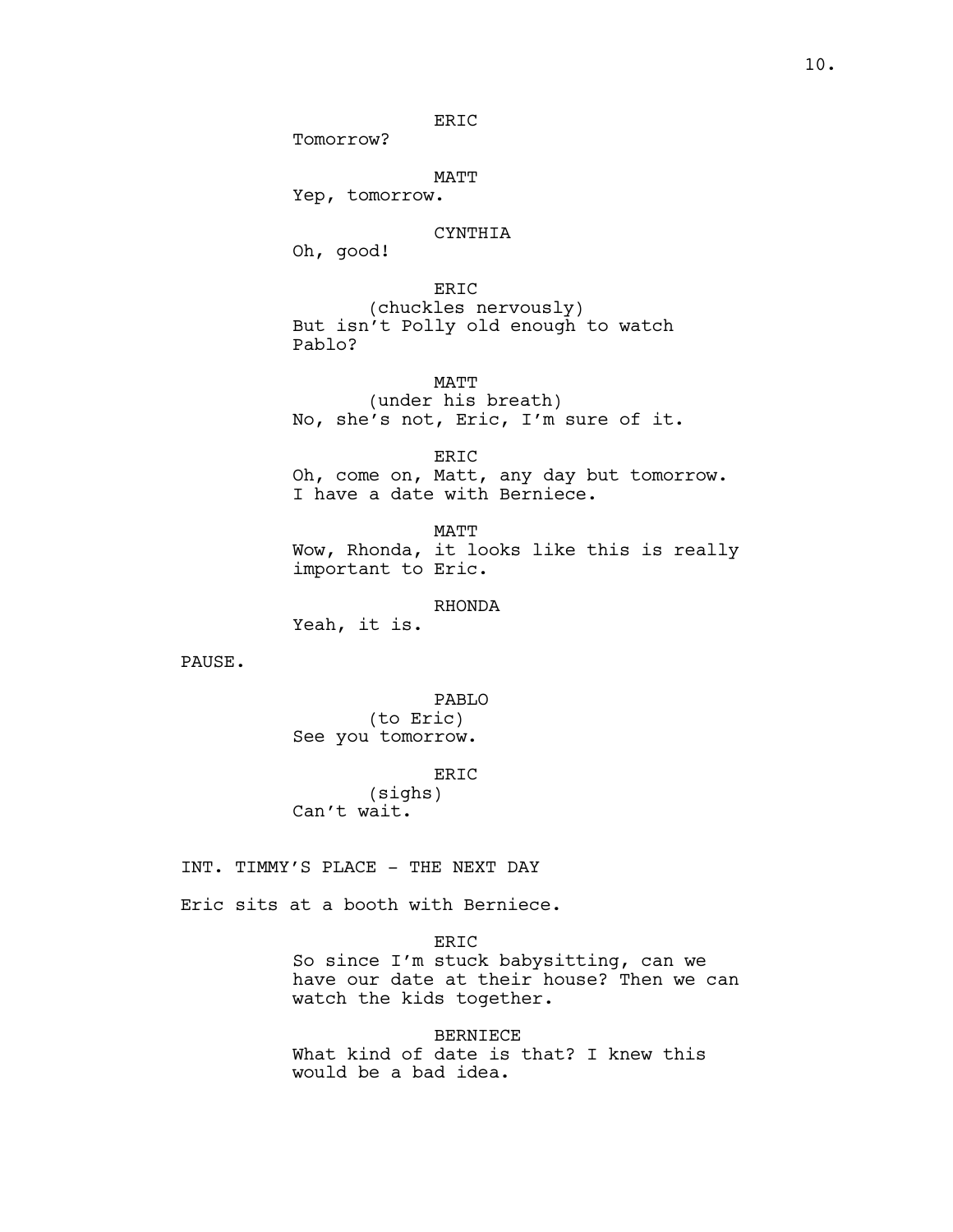ERIC
Tomorrow?

MATT
Yep, tomorrow.

CYNTHIA
Oh, good!

ERIC
(chuckles nervously)
But isn't Polly old enough to watch Pablo?

MATT
(under his breath)
No, she's not, Eric, I'm sure of it.

ERIC
Oh, come on, Matt, any day but tomorrow. I have a date with Berniece.

MATT
Wow, Rhonda, it looks like this is really important to Eric.

RHONDA
Yeah, it is.

PAUSE.

PABLO
(to Eric)
See you tomorrow.

ERIC
(sighs)
Can't wait.

INT. TIMMY'S PLACE - THE NEXT DAY

Eric sits at a booth with Berniece.

ERIC
So since I'm stuck babysitting, can we have our date at their house? Then we can watch the kids together.

BERNIECE
What kind of date is that? I knew this would be a bad idea.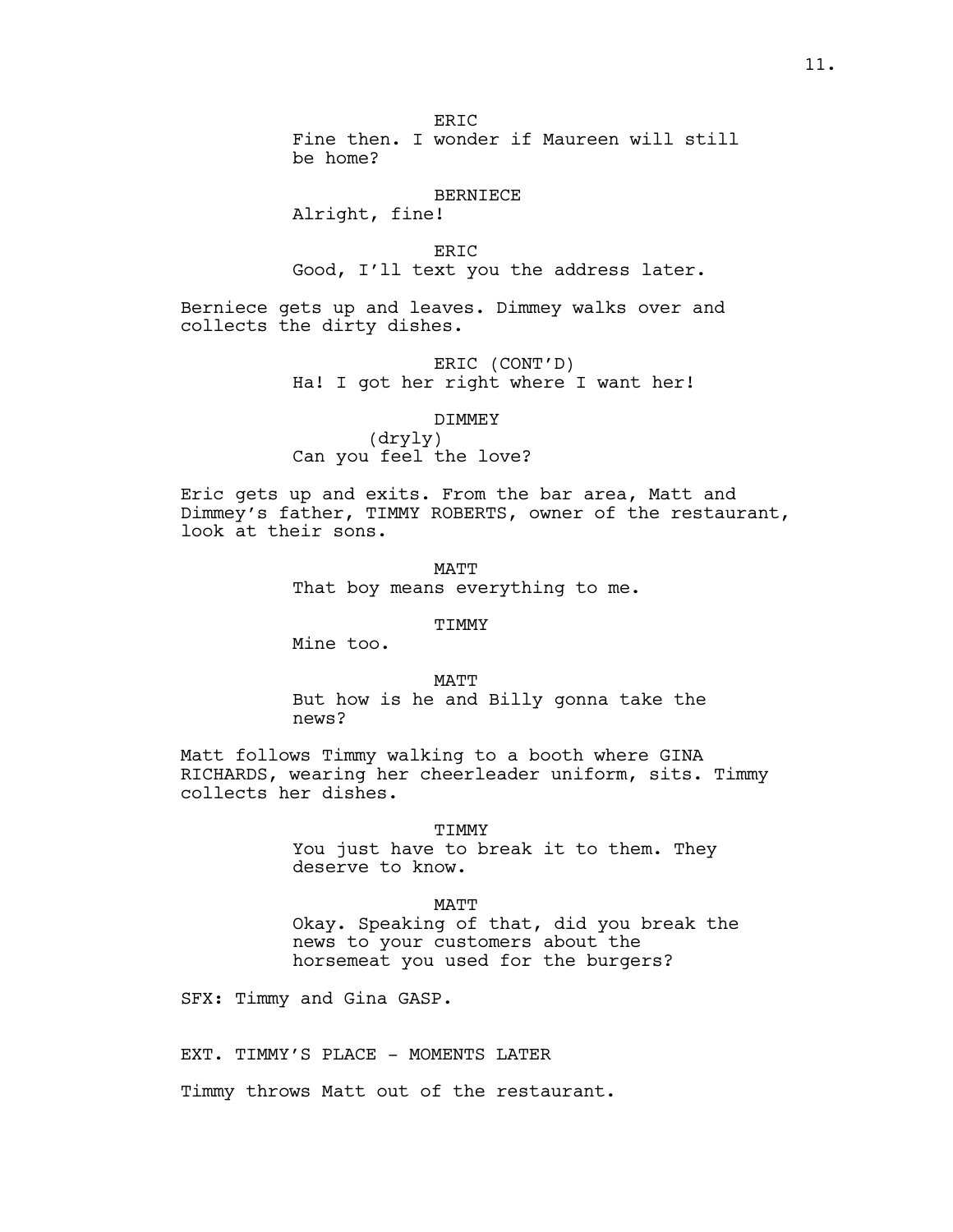ERIC
Fine then. I wonder if Maureen will still be home?

BERNIECE
Alright, fine!

ERIC
Good, I'll text you the address later.

Berniece gets up and leaves. Dimmey walks over and collects the dirty dishes.

ERIC (CONT'D)
Ha! I got her right where I want her!

DIMMEY
(dryly)
Can you feel the love?

Eric gets up and exits. From the bar area, Matt and Dimmey's father, TIMMY ROBERTS, owner of the restaurant, look at their sons.

MATT
That boy means everything to me.

TIMMY
Mine too.

MATT
But how is he and Billy gonna take the news?

Matt follows Timmy walking to a booth where GINA RICHARDS, wearing her cheerleader uniform, sits. Timmy collects her dishes.

TIMMY
You just have to break it to them. They deserve to know.

MATT
Okay. Speaking of that, did you break the news to your customers about the horsemeat you used for the burgers?

SFX: Timmy and Gina GASP.

EXT. TIMMY'S PLACE - MOMENTS LATER

Timmy throws Matt out of the restaurant.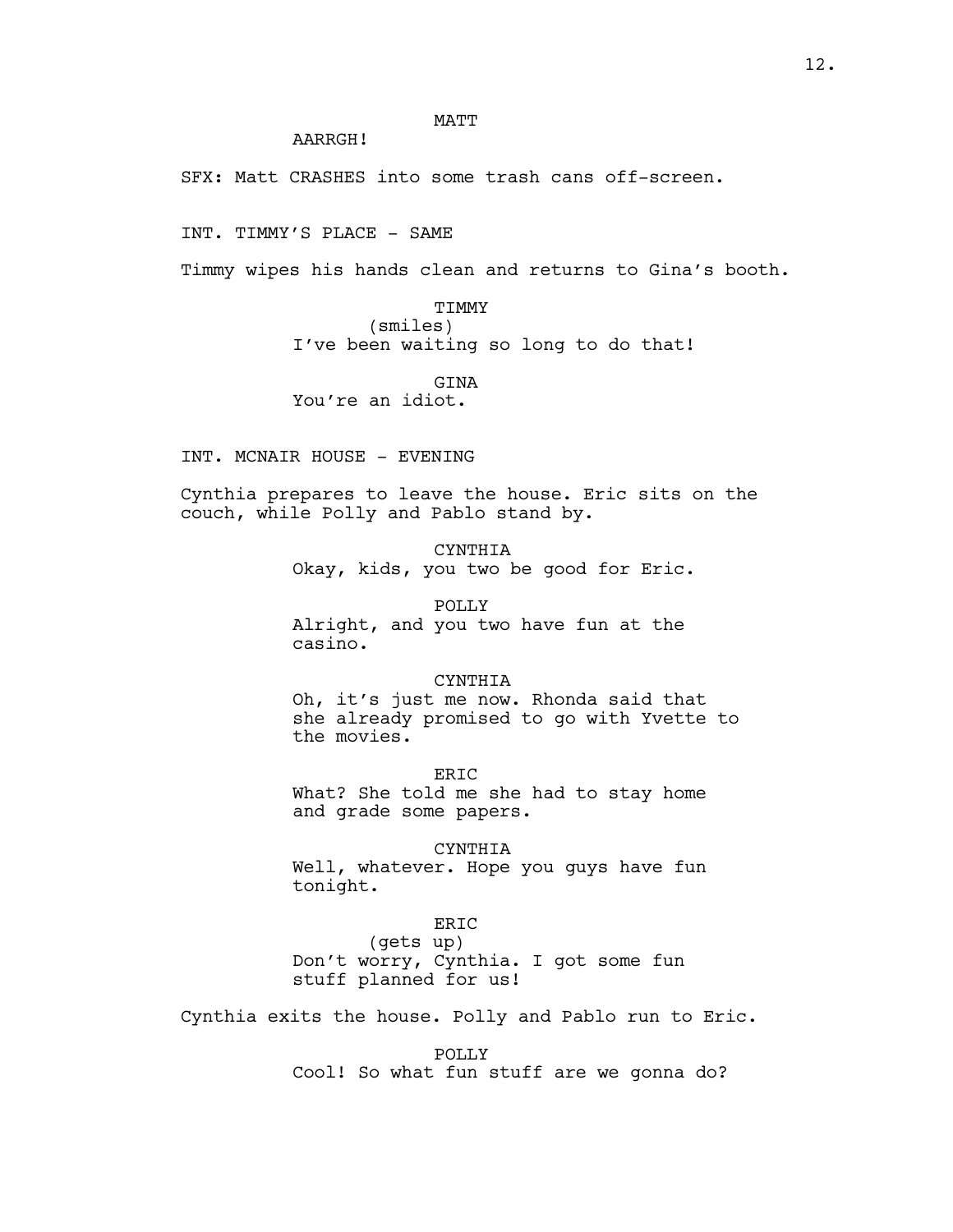MATT

AARRGH!

SFX: Matt CRASHES into some trash cans off-screen.

INT. TIMMY'S PLACE - SAME

Timmy wipes his hands clean and returns to Gina's booth.

TIMMY

(smiles)

I've been waiting so long to do that!

GINA

You're an idiot.

INT. MCNAIR HOUSE - EVENING

Cynthia prepares to leave the house. Eric sits on the couch, while Polly and Pablo stand by.

CYNTHIA

Okay, kids, you two be good for Eric.

POLLY

Alright, and you two have fun at the casino.

CYNTHIA

Oh, it's just me now. Rhonda said that she already promised to go with Yvette to the movies.

ERIC

What? She told me she had to stay home and grade some papers.

CYNTHIA

Well, whatever. Hope you guys have fun tonight.

ERIC

(gets up)

Don't worry, Cynthia. I got some fun stuff planned for us!

Cynthia exits the house. Polly and Pablo run to Eric.

POLLY

Cool! So what fun stuff are we gonna do?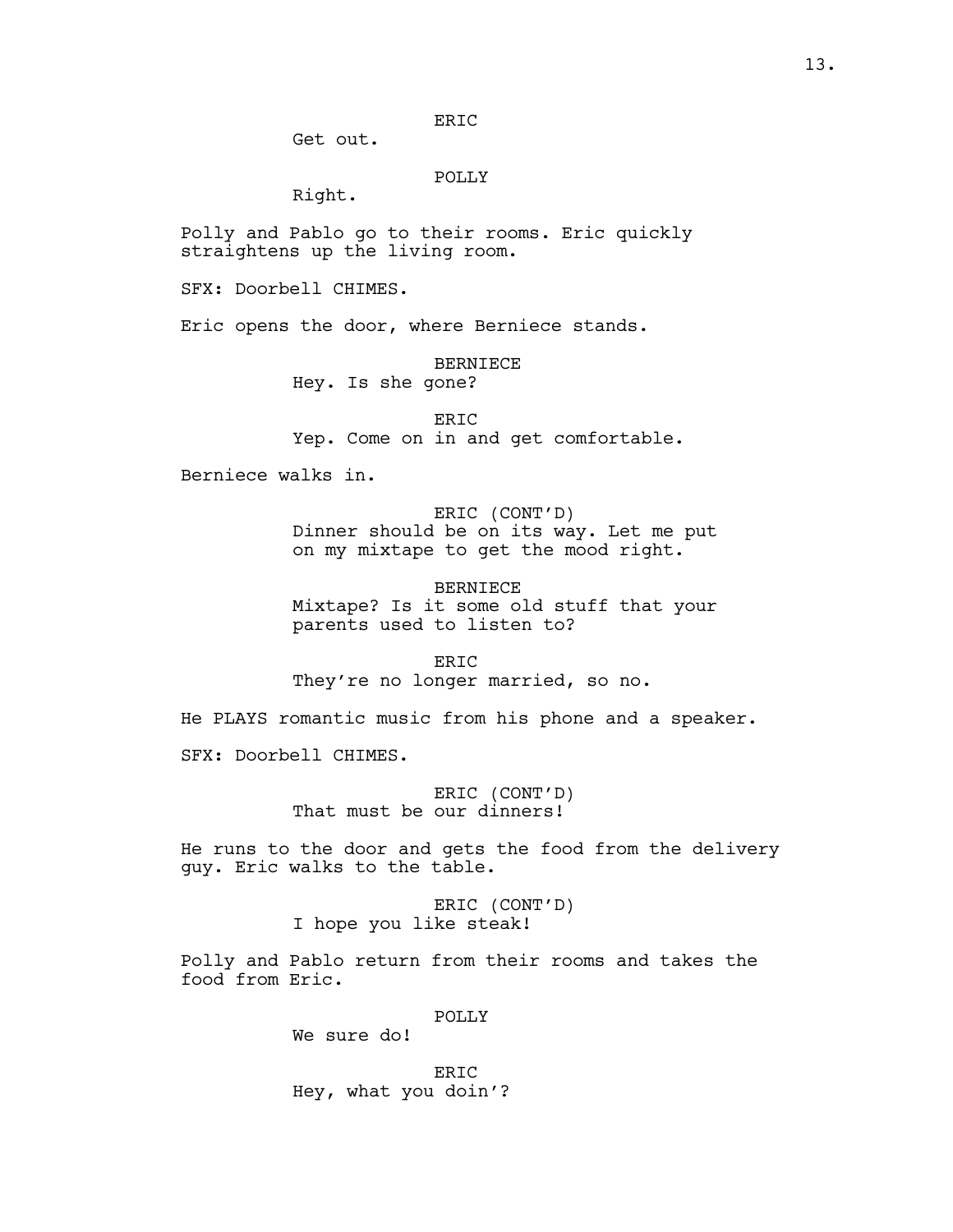ERIC
Get out.

POLLY
Right.

Polly and Pablo go to their rooms. Eric quickly straightens up the living room.

SFX: Doorbell CHIMES.

Eric opens the door, where Berniece stands.

BERNIECE
Hey. Is she gone?

ERIC
Yep. Come on in and get comfortable.

Berniece walks in.

ERIC (CONT'D)
Dinner should be on its way. Let me put on my mixtape to get the mood right.

BERNIECE
Mixtape? Is it some old stuff that your parents used to listen to?

ERIC
They're no longer married, so no.

He PLAYS romantic music from his phone and a speaker.

SFX: Doorbell CHIMES.

ERIC (CONT'D)
That must be our dinners!

He runs to the door and gets the food from the delivery guy. Eric walks to the table.

ERIC (CONT'D)
I hope you like steak!

Polly and Pablo return from their rooms and takes the food from Eric.

POLLY
We sure do!

ERIC
Hey, what you doin'?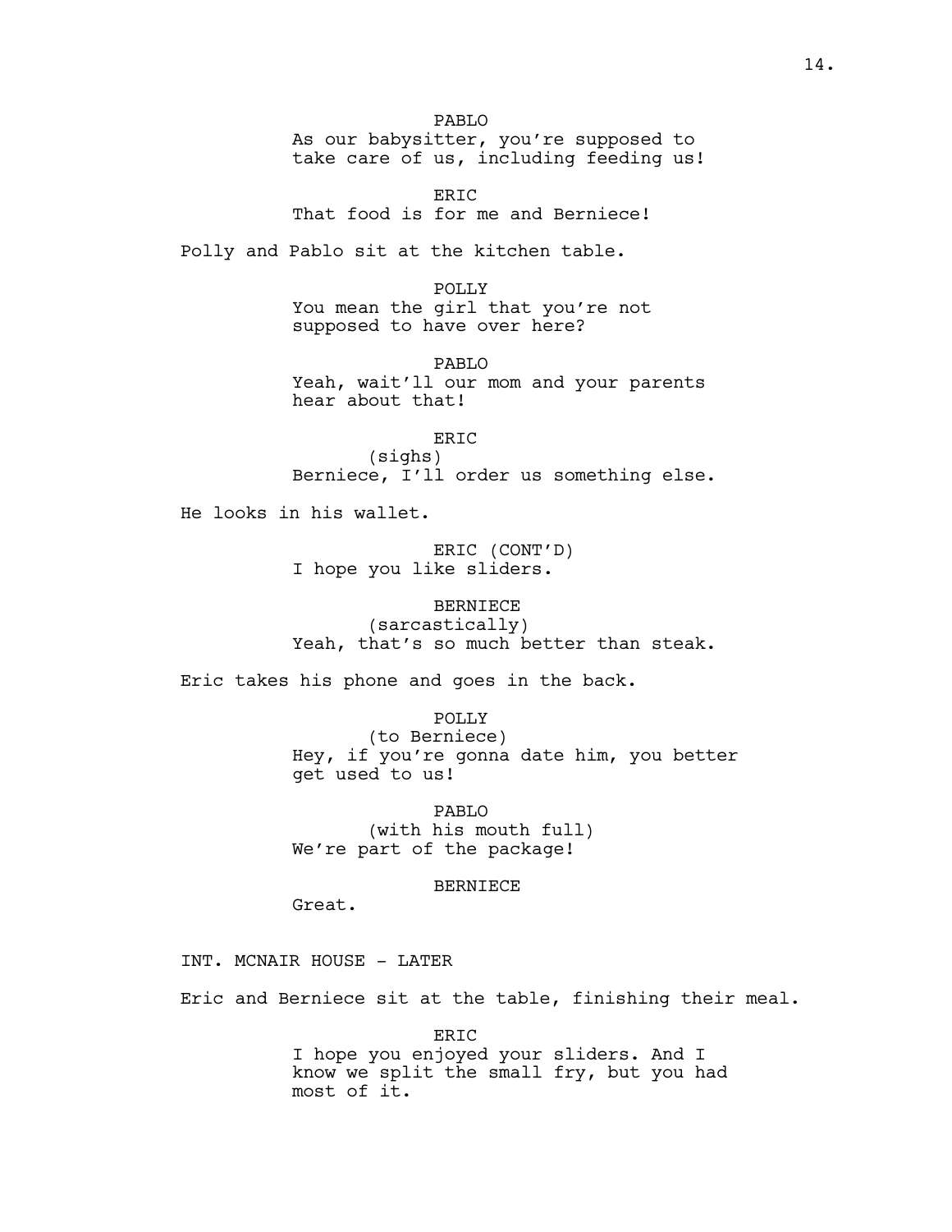PABLO
As our babysitter, you're supposed to take care of us, including feeding us!

ERIC
That food is for me and Berniece!

Polly and Pablo sit at the kitchen table.

POLLY
You mean the girl that you're not supposed to have over here?

PABLO
Yeah, wait'll our mom and your parents hear about that!

ERIC
(sighs)
Berniece, I'll order us something else.

He looks in his wallet.

ERIC (CONT'D)
I hope you like sliders.

BERNIECE
(sarcastically)
Yeah, that's so much better than steak.

Eric takes his phone and goes in the back.

POLLY
(to Berniece)
Hey, if you're gonna date him, you better get used to us!

PABLO
(with his mouth full)
We're part of the package!

BERNIECE
Great.

INT. MCNAIR HOUSE - LATER

Eric and Berniece sit at the table, finishing their meal.

ERIC
I hope you enjoyed your sliders. And I know we split the small fry, but you had most of it.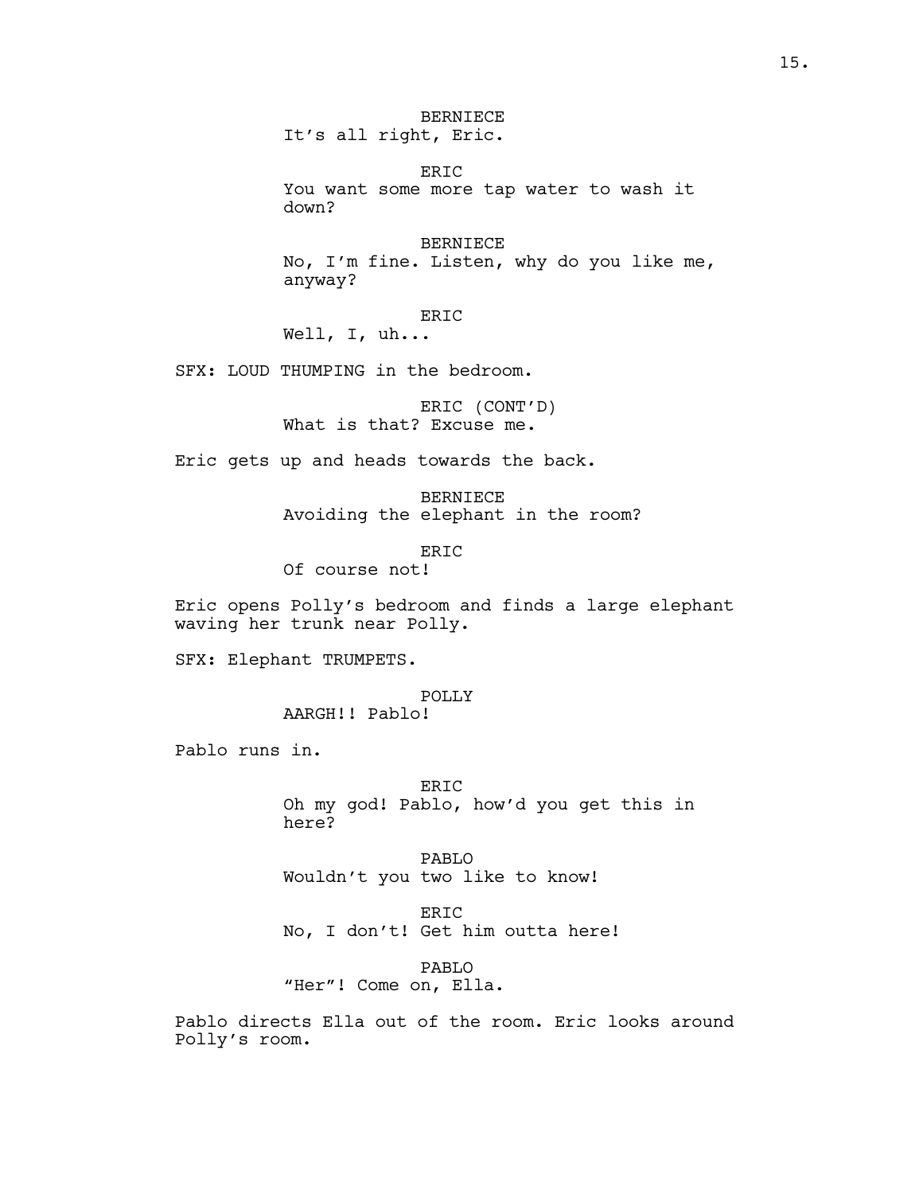BERNIECE
It's all right, Eric.

ERIC
You want some more tap water to wash it down?

BERNIECE
No, I'm fine. Listen, why do you like me, anyway?

ERIC
Well, I, uh...

SFX: LOUD THUMPING in the bedroom.

ERIC (CONT'D)
What is that? Excuse me.

Eric gets up and heads towards the back.

BERNIECE
Avoiding the elephant in the room?

ERIC
Of course not!

Eric opens Polly's bedroom and finds a large elephant waving her trunk near Polly.

SFX: Elephant TRUMPETS.

POLLY
AARGH!! Pablo!

Pablo runs in.

ERIC
Oh my god! Pablo, how'd you get this in here?

PABLO
Wouldn't you two like to know!

ERIC
No, I don't! Get him outta here!

PABLO
"Her"! Come on, Ella.

Pablo directs Ella out of the room. Eric looks around Polly's room.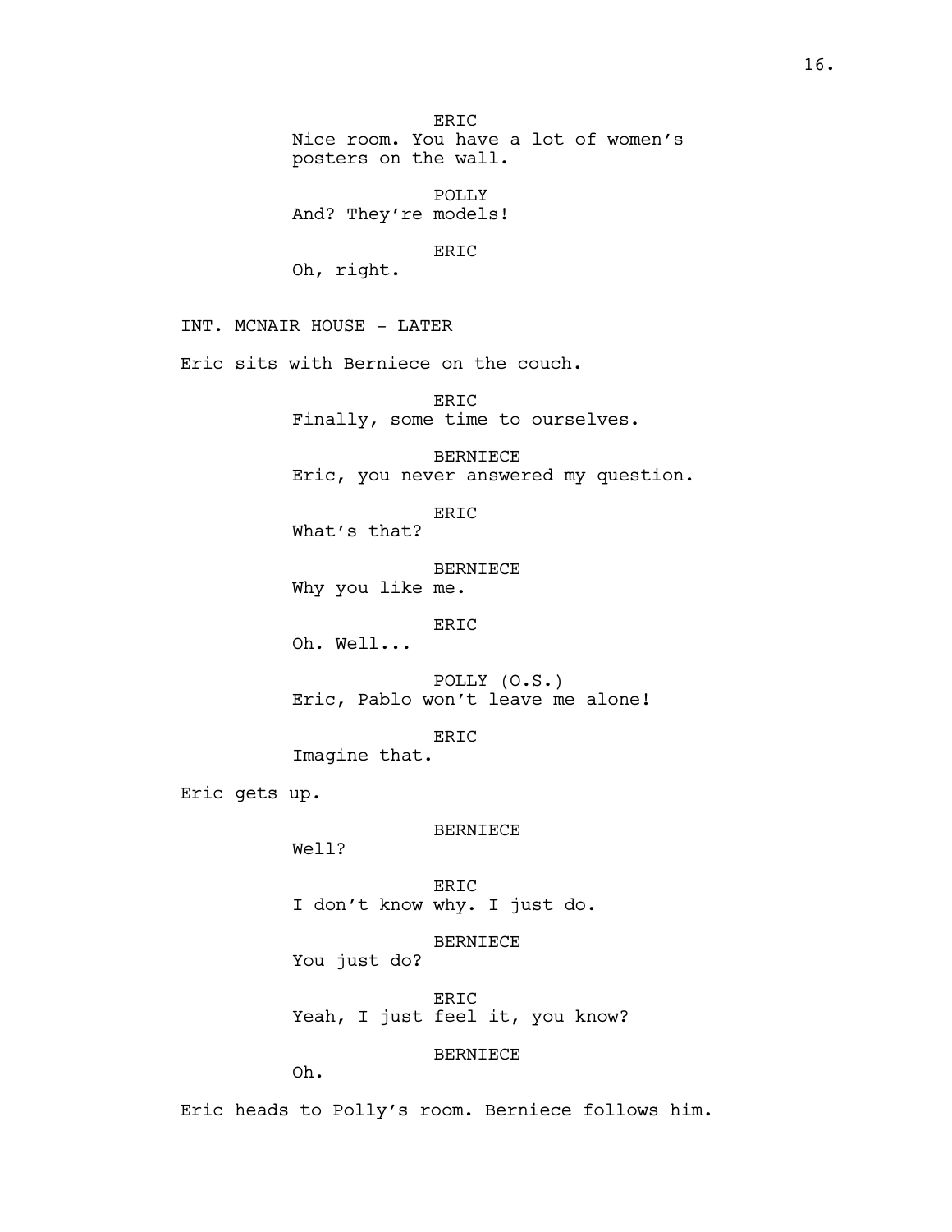ERIC
Nice room. You have a lot of women's posters on the wall.

POLLY
And? They're models!

ERIC
Oh, right.

INT. MCNAIR HOUSE - LATER

Eric sits with Berniece on the couch.

ERIC
Finally, some time to ourselves.

BERNIECE
Eric, you never answered my question.

ERIC
What's that?

BERNIECE
Why you like me.

ERIC
Oh. Well...

POLLY (O.S.)
Eric, Pablo won't leave me alone!

ERIC
Imagine that.

Eric gets up.

BERNIECE
Well?

ERIC
I don't know why. I just do.

BERNIECE
You just do?

ERIC
Yeah, I just feel it, you know?

BERNIECE
Oh.

Eric heads to Polly's room. Berniece follows him.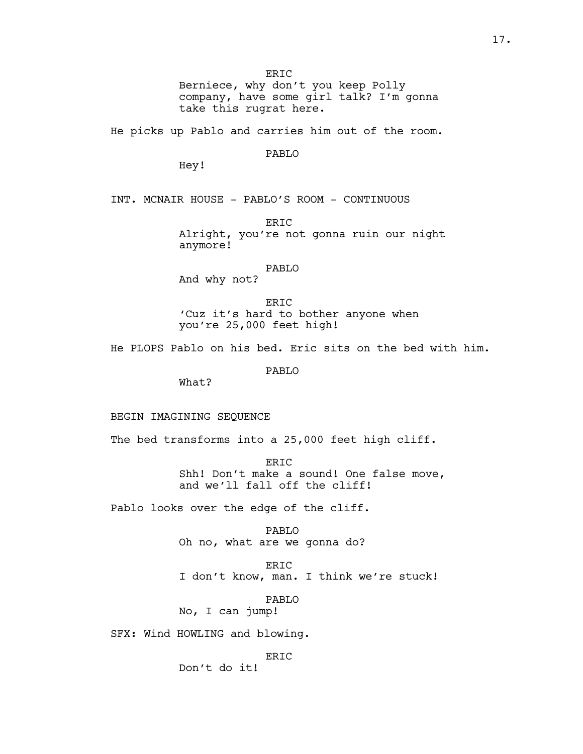ERIC

Berniece, why don't you keep Polly company, have some girl talk? I'm gonna take this rugrat here.

He picks up Pablo and carries him out of the room.

PABLO

Hey!

INT. MCNAIR HOUSE - PABLO'S ROOM - CONTINUOUS

ERIC

Alright, you're not gonna ruin our night anymore!

PABLO

And why not?

ERIC

'Cuz it's hard to bother anyone when you're 25,000 feet high!

He PLOPS Pablo on his bed. Eric sits on the bed with him.

PABLO

What?

BEGIN IMAGINING SEQUENCE

The bed transforms into a 25,000 feet high cliff.

ERIC

Shh! Don't make a sound! One false move, and we'll fall off the cliff!

Pablo looks over the edge of the cliff.

PABLO

Oh no, what are we gonna do?

ERIC

I don't know, man. I think we're stuck!

PABLO

No, I can jump!

SFX: Wind HOWLING and blowing.

ERIC

Don't do it!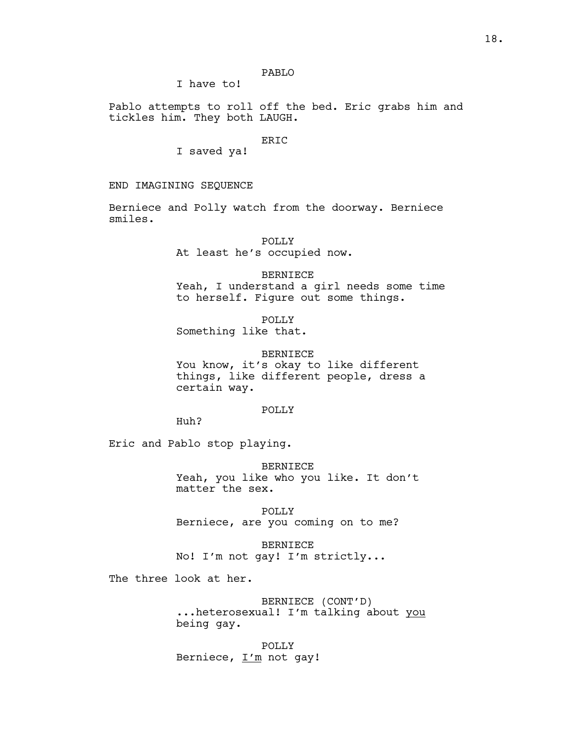PABLO

I have to!

Pablo attempts to roll off the bed. Eric grabs him and tickles him. They both LAUGH.

ERIC

I saved ya!

END IMAGINING SEQUENCE

Berniece and Polly watch from the doorway. Berniece smiles.

POLLY

At least he's occupied now.

BERNIECE

Yeah, I understand a girl needs some time to herself. Figure out some things.

POLLY

Something like that.

BERNIECE

You know, it's okay to like different things, like different people, dress a certain way.

POLLY

Huh?

Eric and Pablo stop playing.

BERNIECE

Yeah, you like who you like. It don't matter the sex.

POLLY

Berniece, are you coming on to me?

BERNIECE

No! I'm not gay! I'm strictly...

The three look at her.

BERNIECE (CONT'D)

...heterosexual! I'm talking about <u>you</u> being gay.

POLLY

Berniece, <u>I'm</u> not gay!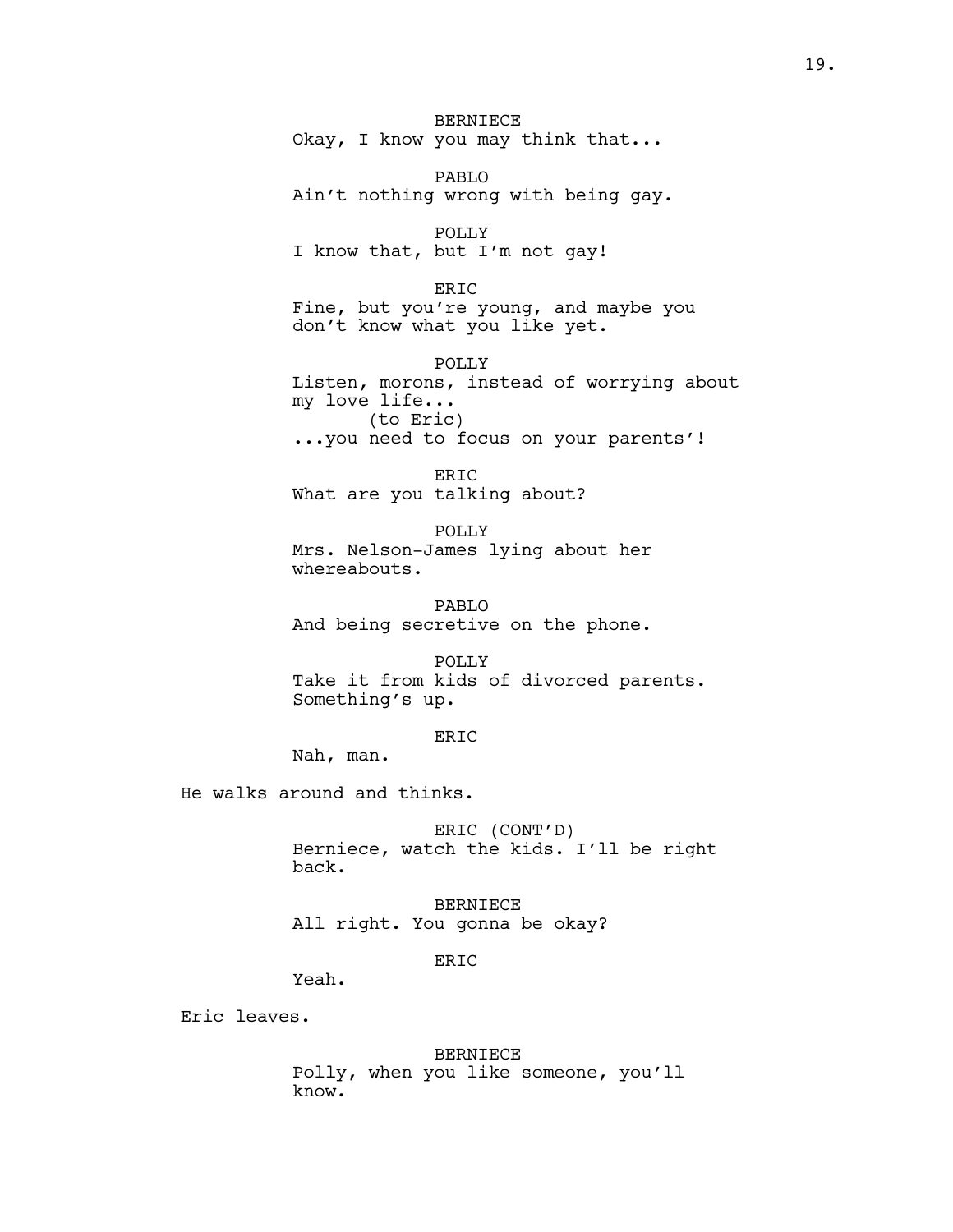BERNIECE
Okay, I know you may think that...

PABLO
Ain't nothing wrong with being gay.

POLLY
I know that, but I'm not gay!

ERIC
Fine, but you're young, and maybe you don't know what you like yet.

POLLY
Listen, morons, instead of worrying about my love life...
(to Eric)
...you need to focus on your parents'!

ERIC
What are you talking about?

POLLY
Mrs. Nelson-James lying about her whereabouts.

PABLO
And being secretive on the phone.

POLLY
Take it from kids of divorced parents. Something's up.

ERIC
Nah, man.

He walks around and thinks.

ERIC (CONT'D)
Berniece, watch the kids. I'll be right back.

BERNIECE
All right. You gonna be okay?

ERIC
Yeah.

Eric leaves.

BERNIECE
Polly, when you like someone, you'll know.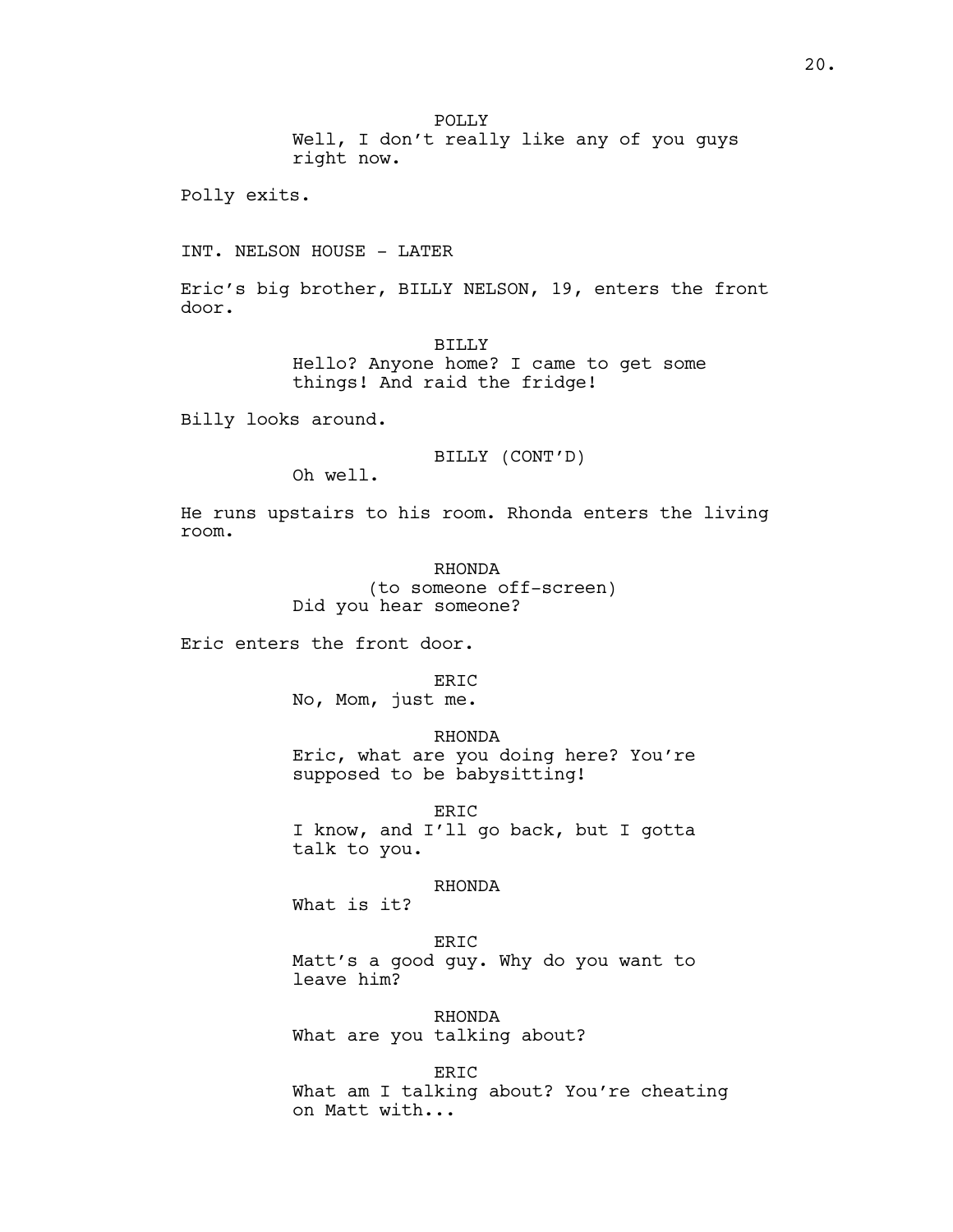POLLY
Well, I don't really like any of you guys right now.

Polly exits.

INT. NELSON HOUSE - LATER

Eric's big brother, BILLY NELSON, 19, enters the front door.

BILLY
Hello? Anyone home? I came to get some things! And raid the fridge!

Billy looks around.

BILLY (CONT'D)
Oh well.

He runs upstairs to his room. Rhonda enters the living room.

RHONDA
(to someone off-screen)
Did you hear someone?

Eric enters the front door.

ERIC
No, Mom, just me.

RHONDA
Eric, what are you doing here? You're supposed to be babysitting!

ERIC
I know, and I'll go back, but I gotta talk to you.

RHONDA
What is it?

ERIC
Matt's a good guy. Why do you want to leave him?

RHONDA
What are you talking about?

ERIC
What am I talking about? You're cheating on Matt with...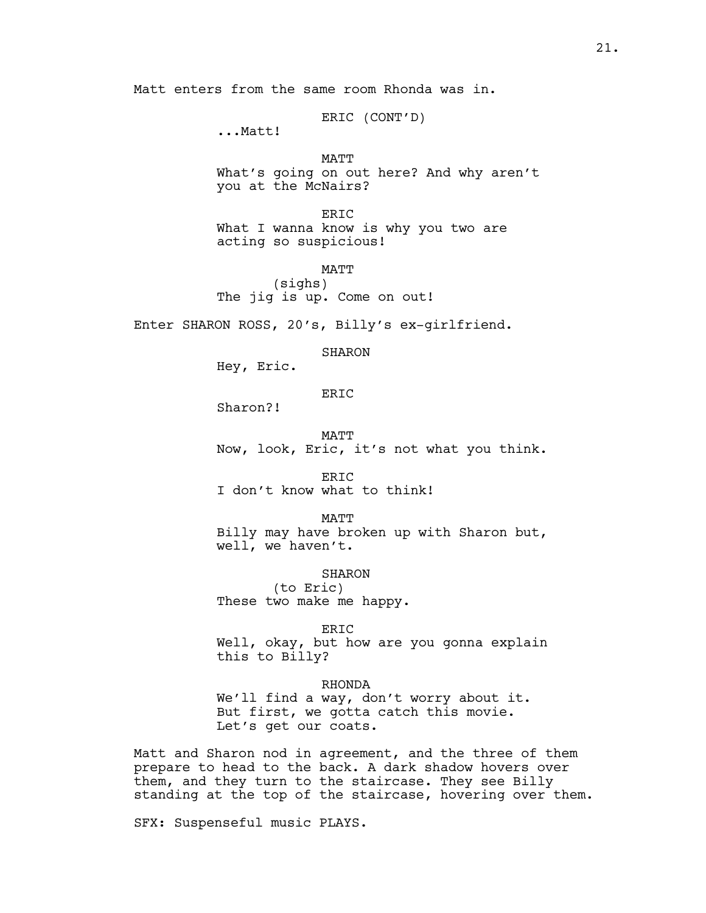Matt enters from the same room Rhonda was in.

ERIC (CONT'D)
...Matt!

MATT
What's going on out here? And why aren't you at the McNairs?

ERIC
What I wanna know is why you two are acting so suspicious!

MATT
(sighs)
The jig is up. Come on out!

Enter SHARON ROSS, 20's, Billy's ex-girlfriend.

SHARON
Hey, Eric.

ERIC
Sharon?!

MATT
Now, look, Eric, it's not what you think.

ERIC
I don't know what to think!

MATT
Billy may have broken up with Sharon but, well, we haven't.

SHARON
(to Eric)
These two make me happy.

ERIC
Well, okay, but how are you gonna explain this to Billy?

RHONDA
We'll find a way, don't worry about it. But first, we gotta catch this movie. Let's get our coats.

Matt and Sharon nod in agreement, and the three of them prepare to head to the back. A dark shadow hovers over them, and they turn to the staircase. They see Billy standing at the top of the staircase, hovering over them.

SFX: Suspenseful music PLAYS.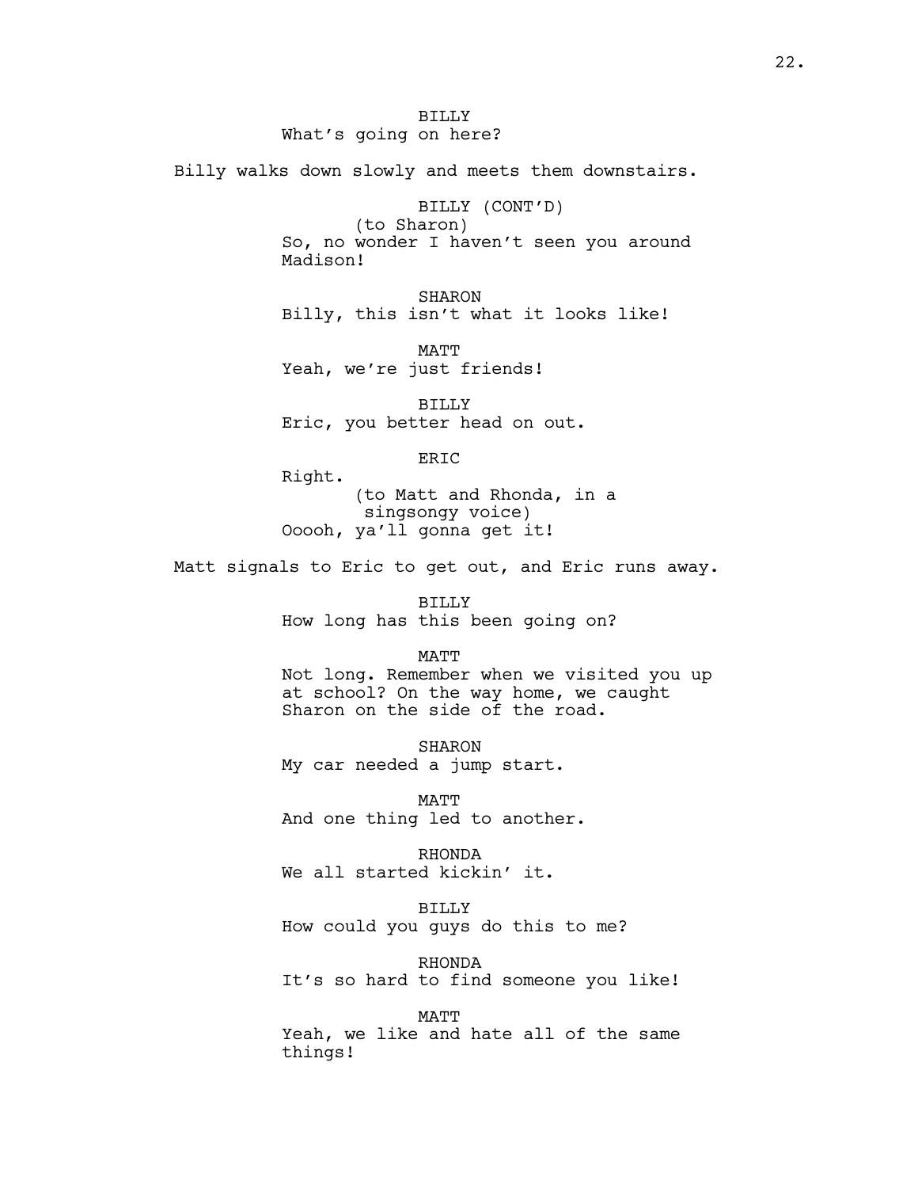BILLY
What's going on here?

Billy walks down slowly and meets them downstairs.

BILLY (CONT'D)
(to Sharon)
So, no wonder I haven't seen you around Madison!

SHARON
Billy, this isn't what it looks like!

MATT
Yeah, we're just friends!

BILLY
Eric, you better head on out.

ERIC
Right.
(to Matt and Rhonda, in a singsongy voice)
Ooooh, ya'll gonna get it!

Matt signals to Eric to get out, and Eric runs away.

BILLY
How long has this been going on?

MATT
Not long. Remember when we visited you up at school? On the way home, we caught Sharon on the side of the road.

SHARON
My car needed a jump start.

MATT
And one thing led to another.

RHONDA
We all started kickin' it.

BILLY
How could you guys do this to me?

RHONDA
It's so hard to find someone you like!

MATT
Yeah, we like and hate all of the same things!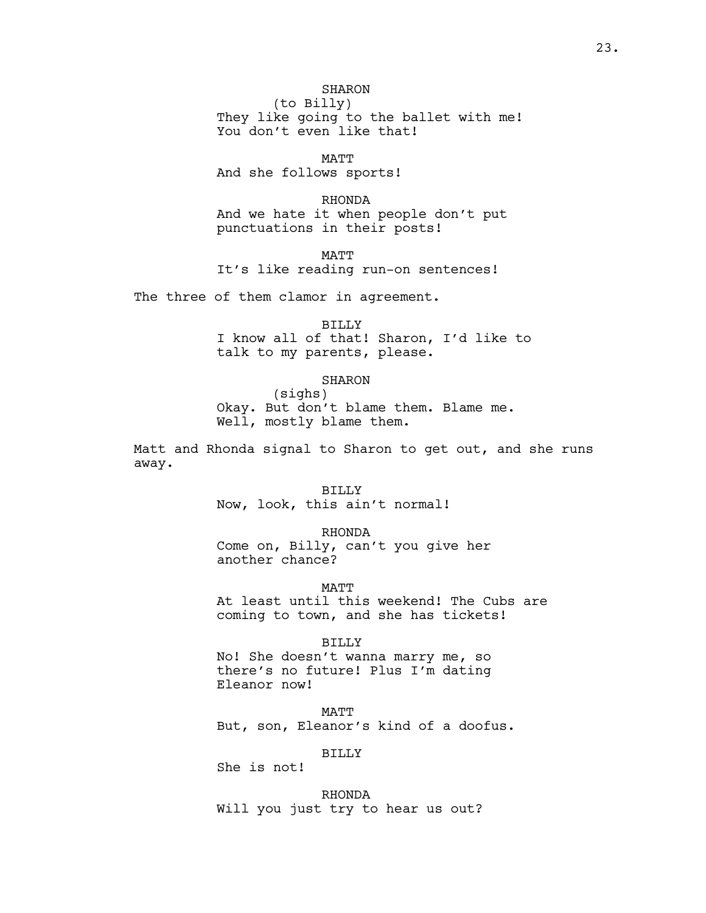SHARON
(to Billy)
They like going to the ballet with me! You don't even like that!

MATT
And she follows sports!

RHONDA
And we hate it when people don't put punctuations in their posts!

MATT
It's like reading run-on sentences!

The three of them clamor in agreement.

BILLY
I know all of that! Sharon, I'd like to talk to my parents, please.

SHARON
(sighs)
Okay. But don't blame them. Blame me. Well, mostly blame them.

Matt and Rhonda signal to Sharon to get out, and she runs away.

BILLY
Now, look, this ain't normal!

RHONDA
Come on, Billy, can't you give her another chance?

MATT
At least until this weekend! The Cubs are coming to town, and she has tickets!

BILLY
No! She doesn't wanna marry me, so there's no future! Plus I'm dating Eleanor now!

MATT
But, son, Eleanor's kind of a doofus.

BILLY
She is not!

RHONDA
Will you just try to hear us out?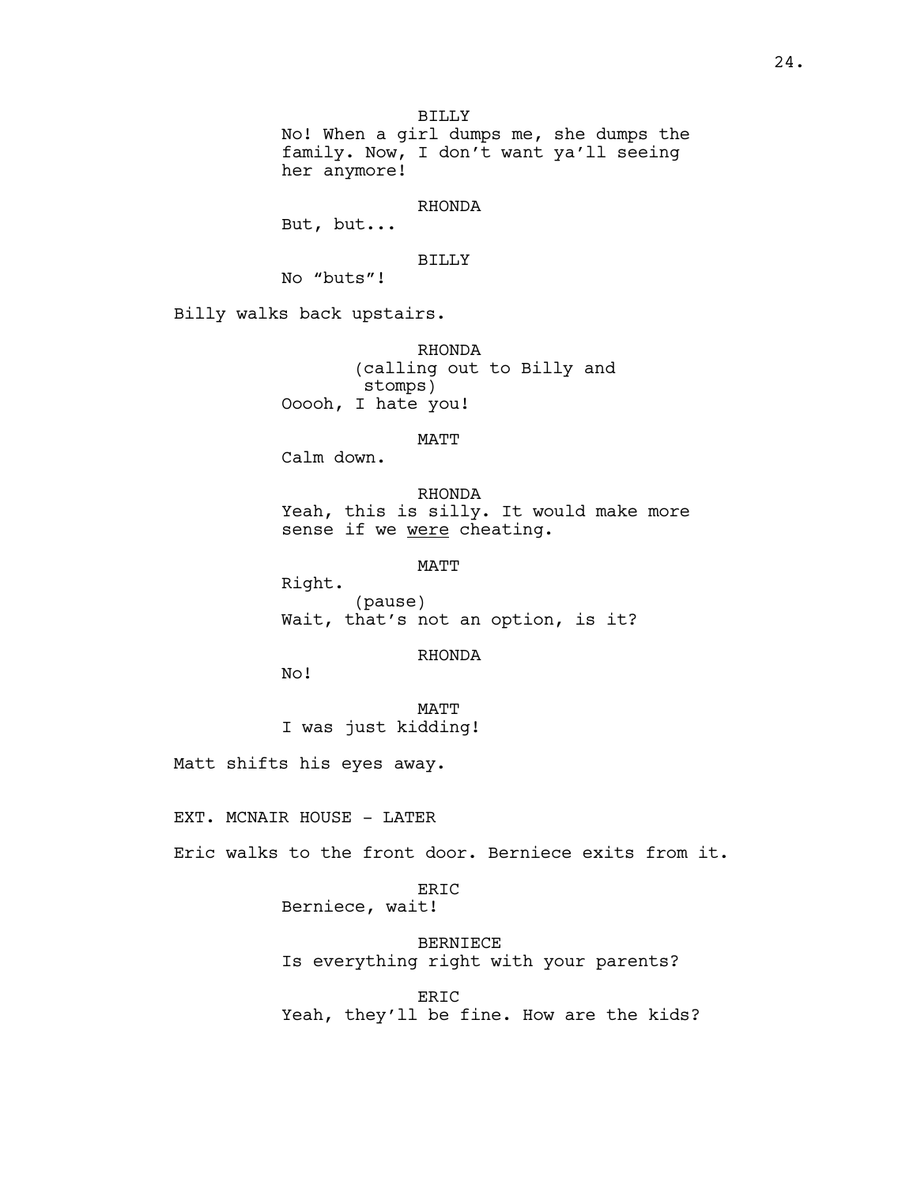BILLY
No! When a girl dumps me, she dumps the family. Now, I don't want ya'll seeing her anymore!

RHONDA
But, but...

BILLY
No "buts"!

Billy walks back upstairs.

RHONDA
(calling out to Billy and stomps)
Ooooh, I hate you!

MATT
Calm down.

RHONDA
Yeah, this is silly. It would make more sense if we <u>were</u> cheating.

MATT
Right.
(pause)
Wait, that's not an option, is it?

RHONDA
No!

MATT
I was just kidding!

Matt shifts his eyes away.

EXT. MCNAIR HOUSE - LATER

Eric walks to the front door. Berniece exits from it.

ERIC
Berniece, wait!

BERNIECE
Is everything right with your parents?

ERIC
Yeah, they'll be fine. How are the kids?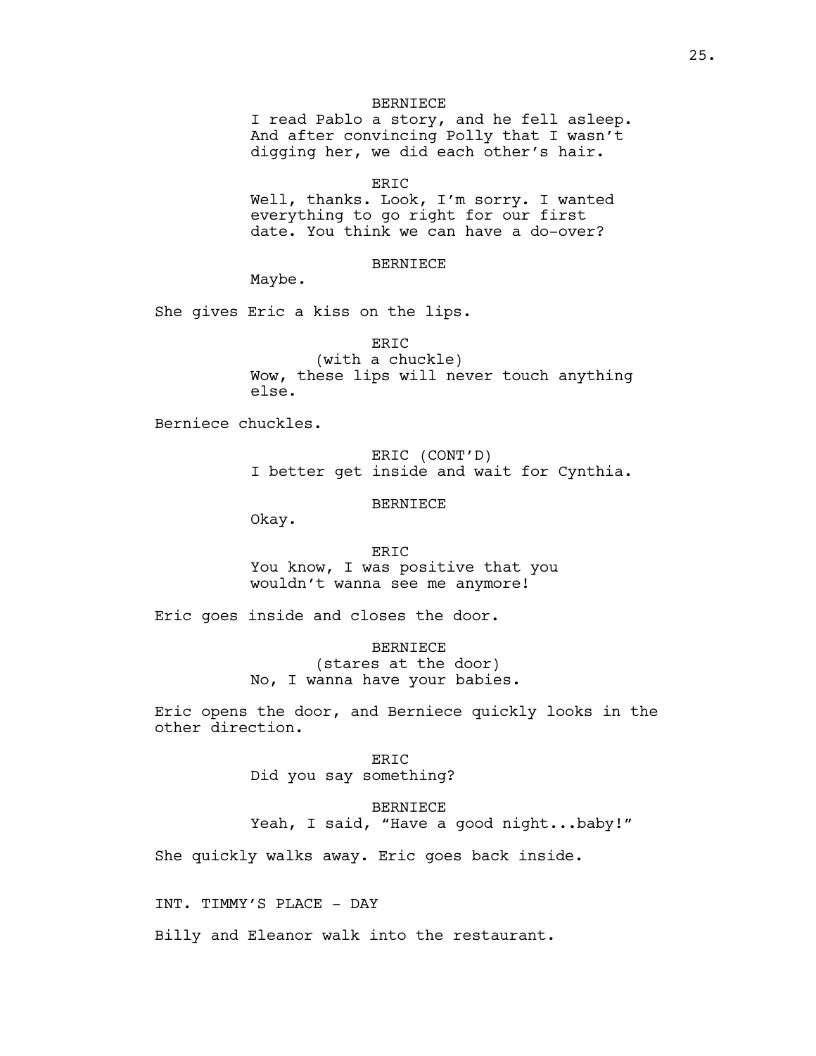BERNIECE
I read Pablo a story, and he fell asleep. And after convincing Polly that I wasn't digging her, we did each other's hair.

ERIC
Well, thanks. Look, I'm sorry. I wanted everything to go right for our first date. You think we can have a do-over?

BERNIECE
Maybe.

She gives Eric a kiss on the lips.

ERIC
(with a chuckle)
Wow, these lips will never touch anything else.

Berniece chuckles.

ERIC (CONT'D)
I better get inside and wait for Cynthia.

BERNIECE
Okay.

ERIC
You know, I was positive that you wouldn't wanna see me anymore!

Eric goes inside and closes the door.

BERNIECE
(stares at the door)
No, I wanna have your babies.

Eric opens the door, and Berniece quickly looks in the other direction.

ERIC
Did you say something?

BERNIECE
Yeah, I said, "Have a good night...baby!"

She quickly walks away. Eric goes back inside.

INT. TIMMY'S PLACE - DAY

Billy and Eleanor walk into the restaurant.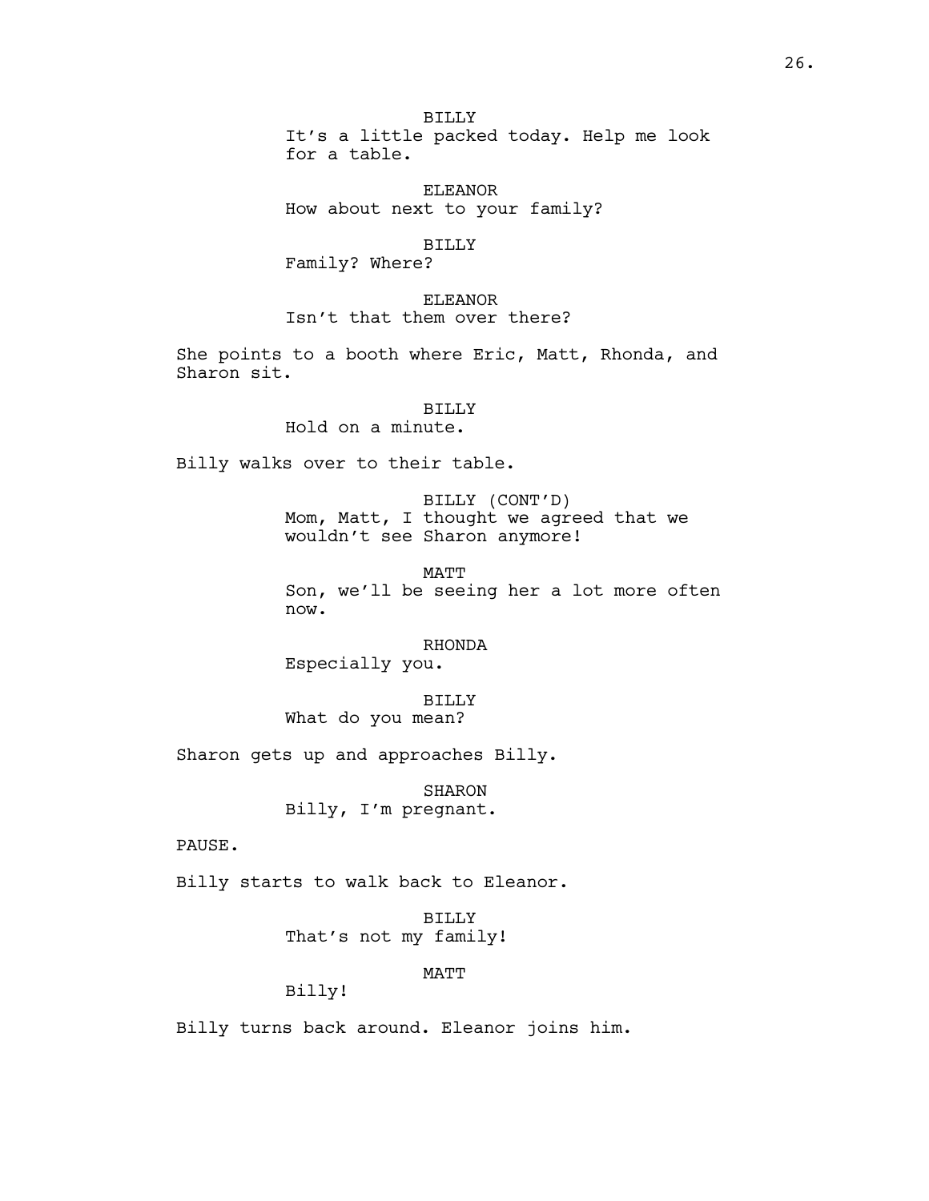BILLY
It's a little packed today. Help me look for a table.

ELEANOR
How about next to your family?

BILLY
Family? Where?

ELEANOR
Isn't that them over there?

She points to a booth where Eric, Matt, Rhonda, and Sharon sit.

BILLY
Hold on a minute.

Billy walks over to their table.

BILLY (CONT'D)
Mom, Matt, I thought we agreed that we wouldn't see Sharon anymore!

MATT
Son, we'll be seeing her a lot more often now.

RHONDA
Especially you.

BILLY
What do you mean?

Sharon gets up and approaches Billy.

SHARON
Billy, I'm pregnant.

PAUSE.

Billy starts to walk back to Eleanor.

BILLY
That's not my family!

MATT
Billy!

Billy turns back around. Eleanor joins him.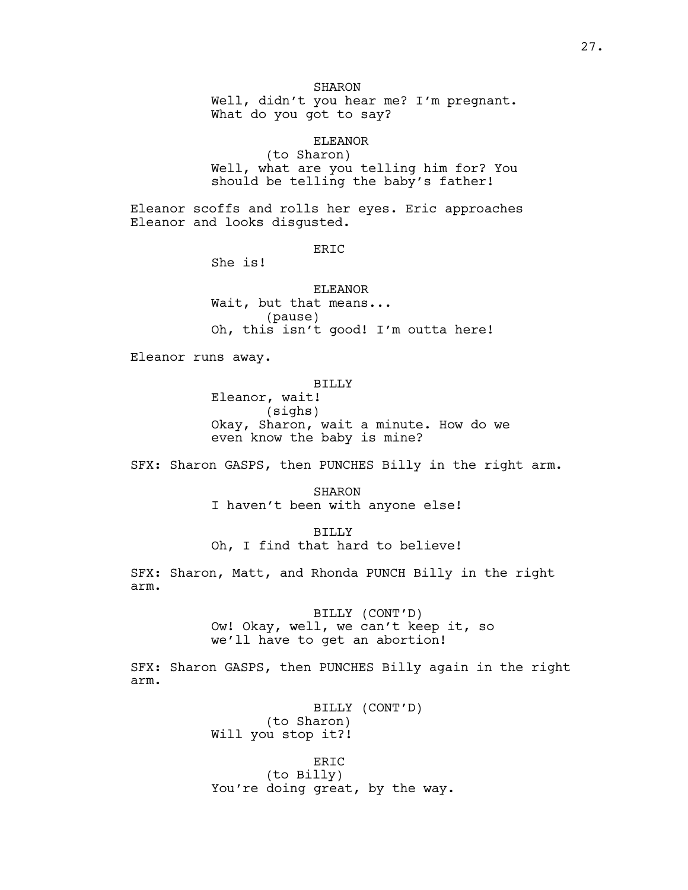SHARON
Well, didn't you hear me? I'm pregnant. What do you got to say?

ELEANOR
(to Sharon)
Well, what are you telling him for? You should be telling the baby's father!

Eleanor scoffs and rolls her eyes. Eric approaches Eleanor and looks disgusted.

ERIC
She is!

ELEANOR
Wait, but that means...
(pause)
Oh, this isn't good! I'm outta here!

Eleanor runs away.

BILLY
Eleanor, wait!
(sighs)
Okay, Sharon, wait a minute. How do we even know the baby is mine?

SFX: Sharon GASPS, then PUNCHES Billy in the right arm.

SHARON
I haven't been with anyone else!

BILLY
Oh, I find that hard to believe!

SFX: Sharon, Matt, and Rhonda PUNCH Billy in the right arm.

BILLY (CONT'D)
Ow! Okay, well, we can't keep it, so we'll have to get an abortion!

SFX: Sharon GASPS, then PUNCHES Billy again in the right arm.

BILLY (CONT'D)
(to Sharon)
Will you stop it?!

ERIC
(to Billy)
You're doing great, by the way.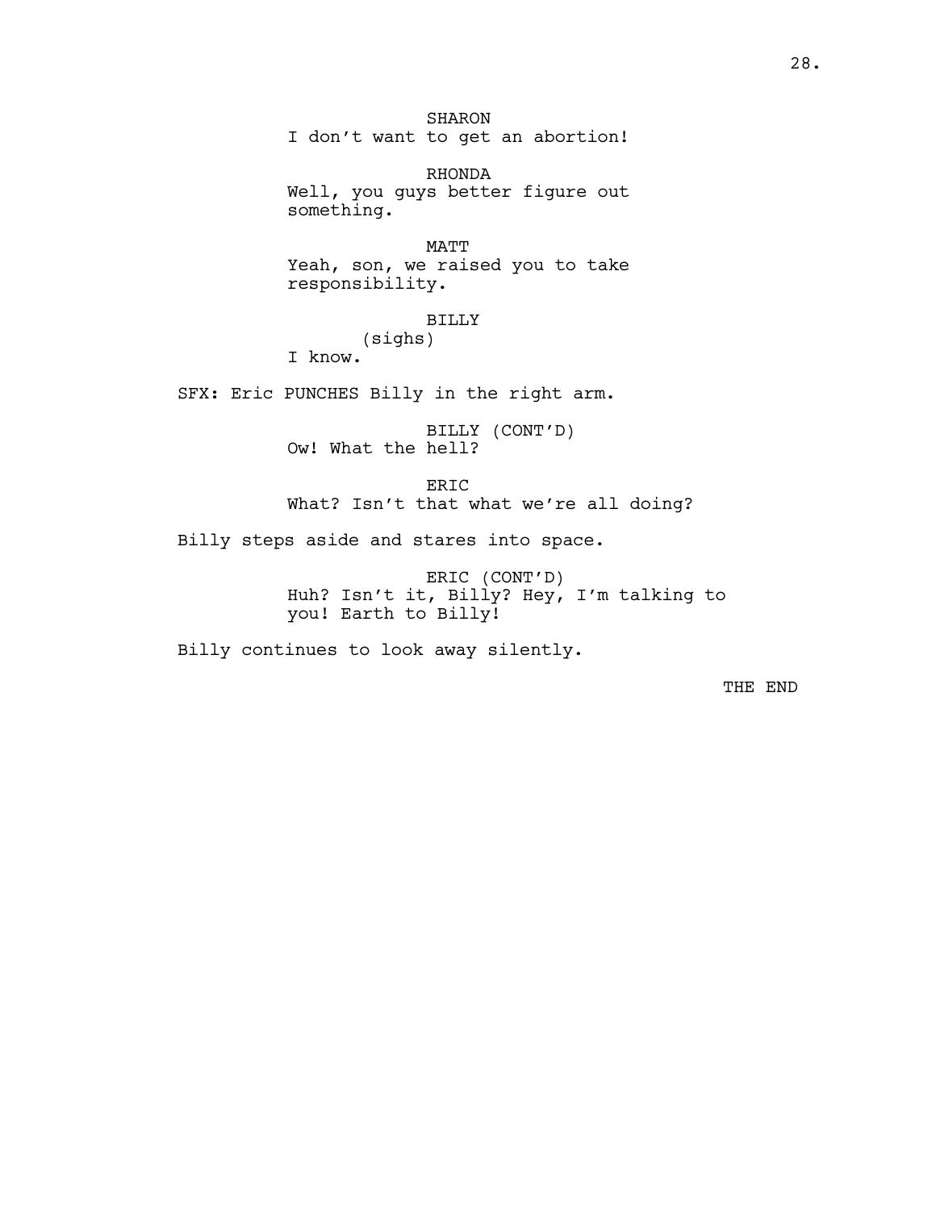SHARON
I don't want to get an abortion!

RHONDA
Well, you guys better figure out something.

MATT
Yeah, son, we raised you to take responsibility.

BILLY
(sighs)
I know.

SFX: Eric PUNCHES Billy in the right arm.

BILLY (CONT'D)
Ow! What the hell?

ERIC
What? Isn't that what we're all doing?

Billy steps aside and stares into space.

ERIC (CONT'D)
Huh? Isn't it, Billy? Hey, I'm talking to you! Earth to Billy!

Billy continues to look away silently.

THE END